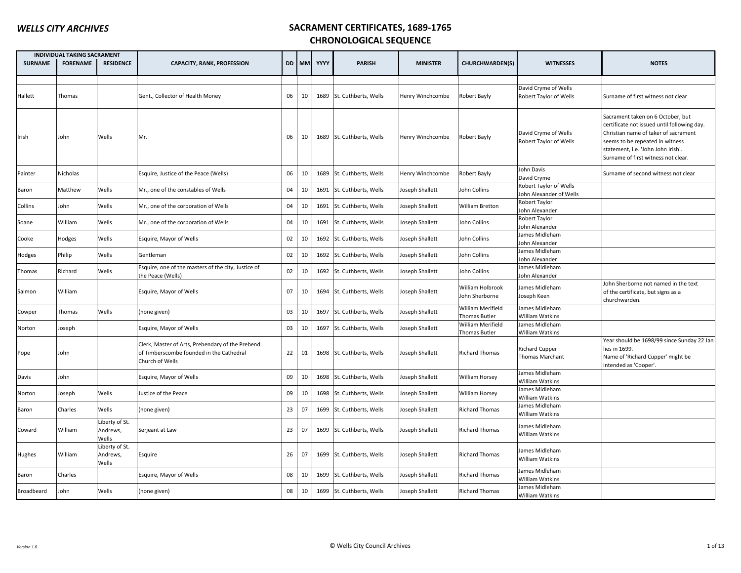# WELLS CITY ARCHIVES

## SACRAMENT CERTIFICATES, 1689-1765
## CHRONOLOGICAL SEQUENCE

| INDIVIDUAL TAKING SACRAMENT | | | | | | | | | | | |
|---|---|---|---|---|---|---|---|---|---|---|---|
| SURNAME | FORENAME | RESIDENCE | CAPACITY, RANK, PROFESSION | DD | MM | YYYY | PARISH | MINISTER | CHURCHWARDEN(S) | WITNESSES | NOTES |
| | | | | | | | | | | | |
| Hallett | Thomas | | Gent., Collector of Health Money | 06 | 10 | 1689 | St. Cuthberts, Wells | Henry Winchcombe | Robert Bayly | David Cryme of Wells<br>Robert Taylor of Wells | Surname of first witness not clear |
| Irish | John | Wells | Mr. | 06 | 10 | 1689 | St. Cuthberts, Wells | Henry Winchcombe | Robert Bayly | David Cryme of Wells<br>Robert Taylor of Wells | Sacrament taken on 6 October, but certificate not issued until following day. Christian name of taker of sacrament seems to be repeated in witness statement, i.e. 'John John Irish'. Surname of first witness not clear. |
| Painter | Nicholas | | Esquire, Justice of the Peace (Wells) | 06 | 10 | 1689 | St. Cuthberts, Wells | Henry Winchcombe | Robert Bayly | John Davis<br>David Cryme | Surname of second witness not clear |
| Baron | Matthew | Wells | Mr., one of the constables of Wells | 04 | 10 | 1691 | St. Cuthberts, Wells | Joseph Shallett | John Collins | Robert Taylor of Wells<br>John Alexander of Wells | |
| Collins | John | Wells | Mr., one of the corporation of Wells | 04 | 10 | 1691 | St. Cuthberts, Wells | Joseph Shallett | William Bretton | Robert Taylor<br>John Alexander | |
| Soane | William | Wells | Mr., one of the corporation of Wells | 04 | 10 | 1691 | St. Cuthberts, Wells | Joseph Shallett | John Collins | Robert Taylor<br>John Alexander | |
| Cooke | Hodges | Wells | Esquire, Mayor of Wells | 02 | 10 | 1692 | St. Cuthberts, Wells | Joseph Shallett | John Collins | James Midleham<br>John Alexander | |
| Hodges | Philip | Wells | Gentleman | 02 | 10 | 1692 | St. Cuthberts, Wells | Joseph Shallett | John Collins | James Midleham<br>John Alexander | |
| Thomas | Richard | Wells | Esquire, one of the masters of the city, Justice of the Peace (Wells) | 02 | 10 | 1692 | St. Cuthberts, Wells | Joseph Shallett | John Collins | James Midleham<br>John Alexander | |
| Salmon | William | | Esquire, Mayor of Wells | 07 | 10 | 1694 | St. Cuthberts, Wells | Joseph Shallett | William Holbrook<br>John Sherborne | James Midleham<br>Joseph Keen | John Sherborne not named in the text of the certificate, but signs as a churchwarden. |
| Cowper | Thomas | Wells | (none given) | 03 | 10 | 1697 | St. Cuthberts, Wells | Joseph Shallett | William Merifield<br>Thomas Butler | James Midleham<br>William Watkins | |
| Norton | Joseph | | Esquire, Mayor of Wells | 03 | 10 | 1697 | St. Cuthberts, Wells | Joseph Shallett | William Merifield<br>Thomas Butler | James Midleham<br>William Watkins | |
| Pope | John | | Clerk, Master of Arts, Prebendary of the Prebend of Timberscombe founded in the Cathedral Church of Wells | 22 | 01 | 1698 | St. Cuthberts, Wells | Joseph Shallett | Richard Thomas | Richard Cupper<br>Thomas Marchant | Year should be 1698/99 since Sunday 22 Jan lies in 1699. Name of 'Richard Cupper' might be intended as 'Cooper'. |
| Davis | John | | Esquire, Mayor of Wells | 09 | 10 | 1698 | St. Cuthberts, Wells | Joseph Shallett | William Horsey | James Midleham<br>William Watkins | |
| Norton | Joseph | Wells | Justice of the Peace | 09 | 10 | 1698 | St. Cuthberts, Wells | Joseph Shallett | William Horsey | James Midleham<br>William Watkins | |
| Baron | Charles | Wells | (none given) | 23 | 07 | 1699 | St. Cuthberts, Wells | Joseph Shallett | Richard Thomas | James Midleham<br>William Watkins | |
| Coward | William | Liberty of St. Andrews, Wells | Serjeant at Law | 23 | 07 | 1699 | St. Cuthberts, Wells | Joseph Shallett | Richard Thomas | James Midleham<br>William Watkins | |
| Hughes | William | Liberty of St. Andrews, Wells | Esquire | 26 | 07 | 1699 | St. Cuthberts, Wells | Joseph Shallett | Richard Thomas | James Midleham<br>William Watkins | |
| Baron | Charles | | Esquire, Mayor of Wells | 08 | 10 | 1699 | St. Cuthberts, Wells | Joseph Shallett | Richard Thomas | James Midleham<br>William Watkins | |
| Broadbeard | John | Wells | (none given) | 08 | 10 | 1699 | St. Cuthberts, Wells | Joseph Shallett | Richard Thomas | James Midleham<br>William Watkins | |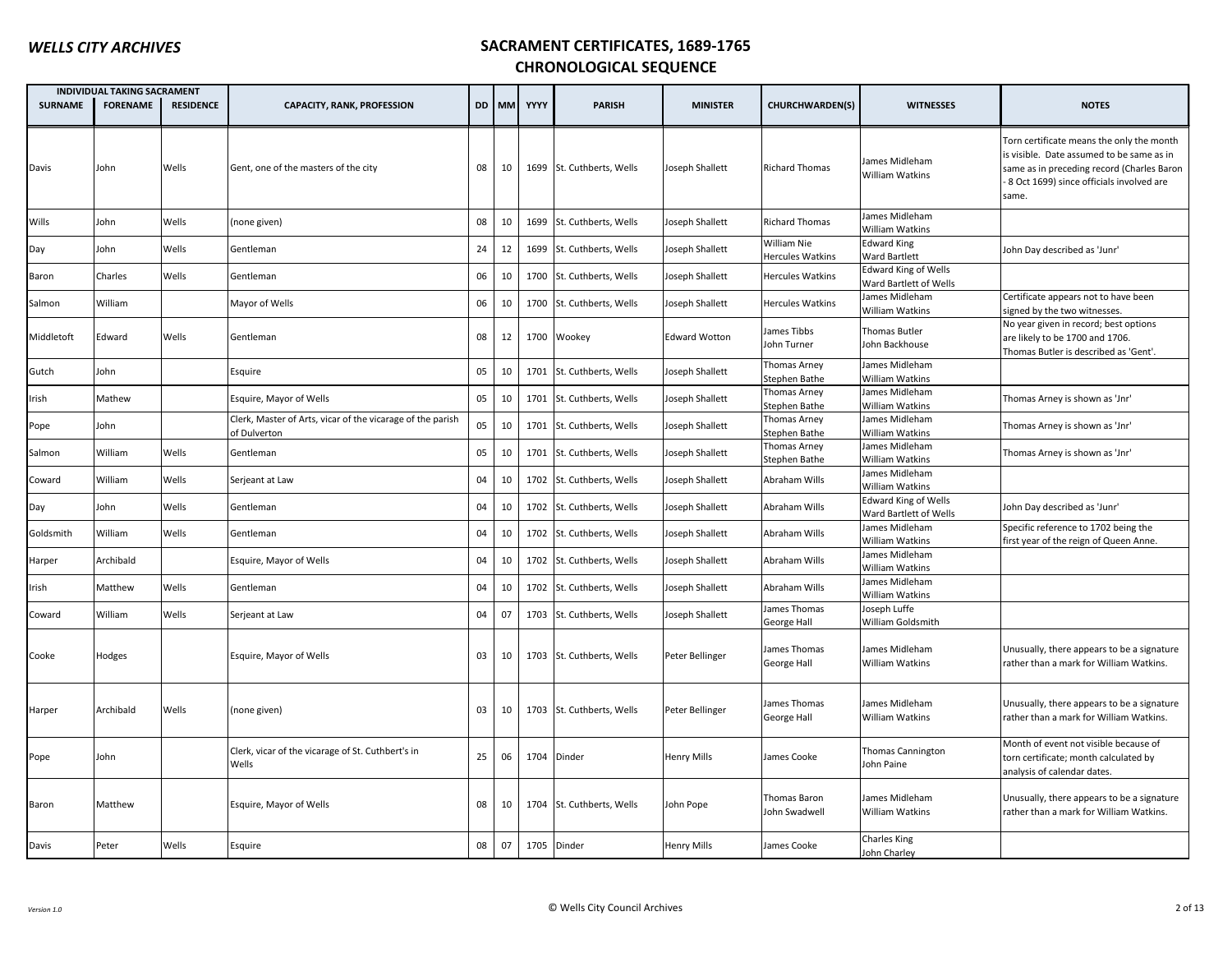# WELLS CITY ARCHIVES

## SACRAMENT CERTIFICATES, 1689-1765
## CHRONOLOGICAL SEQUENCE

| INDIVIDUAL TAKING SACRAMENT | | | | | | | | | | | |
|---|---|---|---|---|---|---|---|---|---|---|---|
| SURNAME | FORENAME | RESIDENCE | CAPACITY, RANK, PROFESSION | DD | MM | YYYY | PARISH | MINISTER | CHURCHWARDEN(S) | WITNESSES | NOTES |
| Davis | John | Wells | Gent, one of the masters of the city | 08 | 10 | 1699 | St. Cuthberts, Wells | Joseph Shallett | Richard Thomas | James Midleham<br>William Watkins | Torn certificate means the only the month is visible. Date assumed to be same as in same as in preceding record (Charles Baron - 8 Oct 1699) since officials involved are same. |
| Wills | John | Wells | (none given) | 08 | 10 | 1699 | St. Cuthberts, Wells | Joseph Shallett | Richard Thomas | James Midleham<br>William Watkins | |
| Day | John | Wells | Gentleman | 24 | 12 | 1699 | St. Cuthberts, Wells | Joseph Shallett | William Nie<br>Hercules Watkins | Edward King<br>Ward Bartlett | John Day described as 'Junr' |
| Baron | Charles | Wells | Gentleman | 06 | 10 | 1700 | St. Cuthberts, Wells | Joseph Shallett | Hercules Watkins | Edward King of Wells<br>Ward Bartlett of Wells | |
| Salmon | William | | Mayor of Wells | 06 | 10 | 1700 | St. Cuthberts, Wells | Joseph Shallett | Hercules Watkins | James Midleham<br>William Watkins | Certificate appears not to have been signed by the two witnesses. |
| Middletoft | Edward | Wells | Gentleman | 08 | 12 | 1700 | Wookey | Edward Wotton | James Tibbs<br>John Turner | Thomas Butler<br>John Backhouse | No year given in record; best options are likely to be 1700 and 1706. Thomas Butler is described as 'Gent'. |
| Gutch | John | | Esquire | 05 | 10 | 1701 | St. Cuthberts, Wells | Joseph Shallett | Thomas Arney<br>Stephen Bathe | James Midleham<br>William Watkins | |
| Irish | Mathew | | Esquire, Mayor of Wells | 05 | 10 | 1701 | St. Cuthberts, Wells | Joseph Shallett | Thomas Arney<br>Stephen Bathe | James Midleham<br>William Watkins | Thomas Arney is shown as 'Jnr' |
| Pope | John | | Clerk, Master of Arts, vicar of the vicarage of the parish of Dulverton | 05 | 10 | 1701 | St. Cuthberts, Wells | Joseph Shallett | Thomas Arney<br>Stephen Bathe | James Midleham<br>William Watkins | Thomas Arney is shown as 'Jnr' |
| Salmon | William | Wells | Gentleman | 05 | 10 | 1701 | St. Cuthberts, Wells | Joseph Shallett | Thomas Arney<br>Stephen Bathe | James Midleham<br>William Watkins | Thomas Arney is shown as 'Jnr' |
| Coward | William | Wells | Serjeant at Law | 04 | 10 | 1702 | St. Cuthberts, Wells | Joseph Shallett | Abraham Wills | James Midleham<br>William Watkins | |
| Day | John | Wells | Gentleman | 04 | 10 | 1702 | St. Cuthberts, Wells | Joseph Shallett | Abraham Wills | Edward King of Wells<br>Ward Bartlett of Wells | John Day described as 'Junr' |
| Goldsmith | William | Wells | Gentleman | 04 | 10 | 1702 | St. Cuthberts, Wells | Joseph Shallett | Abraham Wills | James Midleham<br>William Watkins | Specific reference to 1702 being the first year of the reign of Queen Anne. |
| Harper | Archibald | | Esquire, Mayor of Wells | 04 | 10 | 1702 | St. Cuthberts, Wells | Joseph Shallett | Abraham Wills | James Midleham<br>William Watkins | |
| Irish | Matthew | Wells | Gentleman | 04 | 10 | 1702 | St. Cuthberts, Wells | Joseph Shallett | Abraham Wills | James Midleham<br>William Watkins | |
| Coward | William | Wells | Serjeant at Law | 04 | 07 | 1703 | St. Cuthberts, Wells | Joseph Shallett | James Thomas<br>George Hall | Joseph Luffe<br>William Goldsmith | |
| Cooke | Hodges | | Esquire, Mayor of Wells | 03 | 10 | 1703 | St. Cuthberts, Wells | Peter Bellinger | James Thomas<br>George Hall | James Midleham<br>William Watkins | Unusually, there appears to be a signature rather than a mark for William Watkins. |
| Harper | Archibald | Wells | (none given) | 03 | 10 | 1703 | St. Cuthberts, Wells | Peter Bellinger | James Thomas<br>George Hall | James Midleham<br>William Watkins | Unusually, there appears to be a signature rather than a mark for William Watkins. |
| Pope | John | | Clerk, vicar of the vicarage of St. Cuthbert's in Wells | 25 | 06 | 1704 | Dinder | Henry Mills | James Cooke | Thomas Cannington<br>John Paine | Month of event not visible because of torn certificate; month calculated by analysis of calendar dates. |
| Baron | Matthew | | Esquire, Mayor of Wells | 08 | 10 | 1704 | St. Cuthberts, Wells | John Pope | Thomas Baron<br>John Swadwell | James Midleham<br>William Watkins | Unusually, there appears to be a signature rather than a mark for William Watkins. |
| Davis | Peter | Wells | Esquire | 08 | 07 | 1705 | Dinder | Henry Mills | James Cooke | Charles King<br>John Charley | |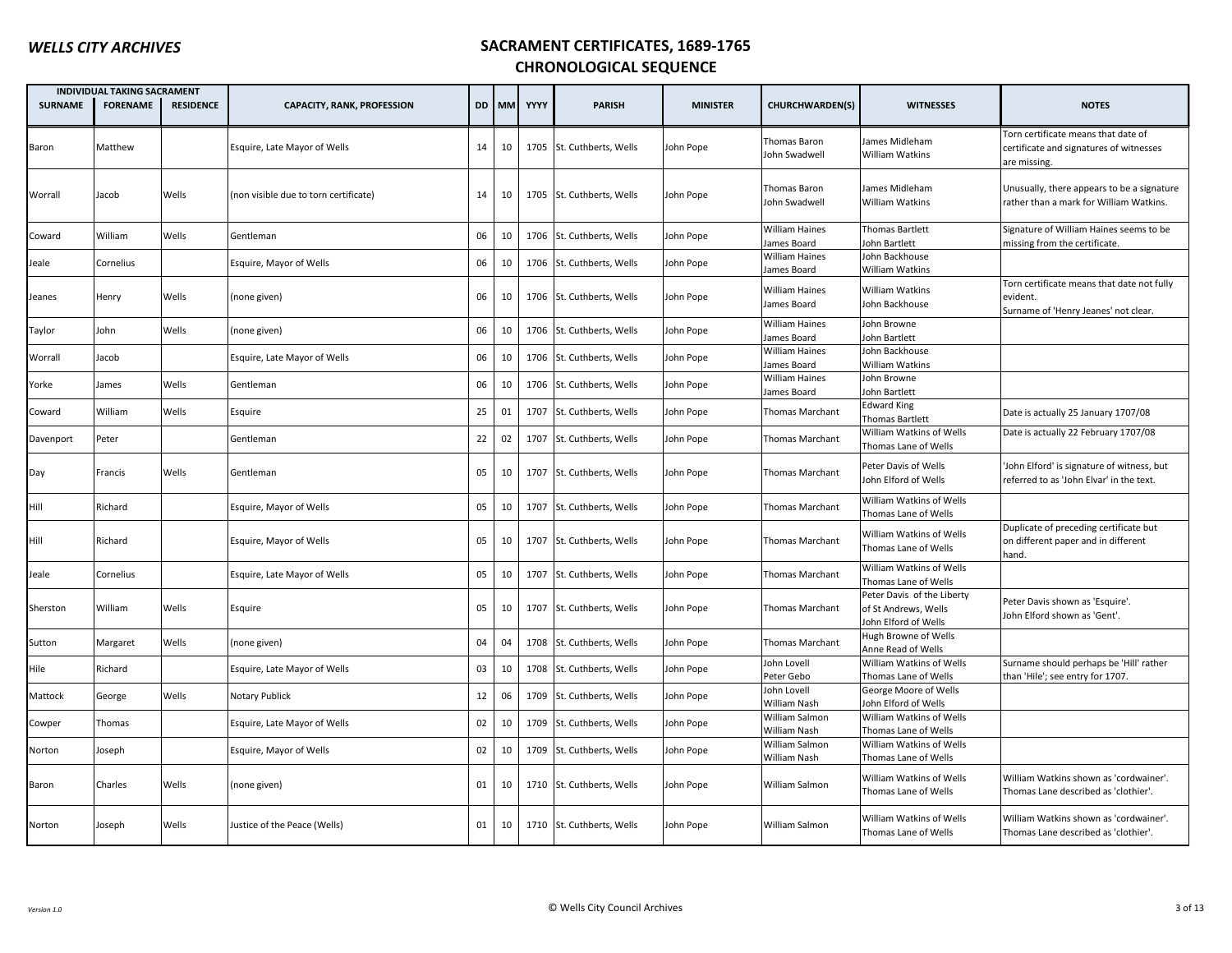# WELLS CITY ARCHIVES

## SACRAMENT CERTIFICATES, 1689-1765
## CHRONOLOGICAL SEQUENCE

| INDIVIDUAL TAKING SACRAMENT | | | | | | | | | | | |
|---|---|---|---|---|---|---|---|---|---|---|---|
| SURNAME | FORENAME | RESIDENCE | CAPACITY, RANK, PROFESSION | DD | MM | YYYY | PARISH | MINISTER | CHURCHWARDEN(S) | WITNESSES | NOTES |
| Baron | Matthew | | Esquire, Late Mayor of Wells | 14 | 10 | 1705 | St. Cuthberts, Wells | John Pope | Thomas Baron<br>John Swadwell | James Midleham<br>William Watkins | Torn certificate means that date of certificate and signatures of witnesses are missing. |
| Worrall | Jacob | Wells | (non visible due to torn certificate) | 14 | 10 | 1705 | St. Cuthberts, Wells | John Pope | Thomas Baron<br>John Swadwell | James Midleham<br>William Watkins | Unusually, there appears to be a signature rather than a mark for William Watkins. |
| Coward | William | Wells | Gentleman | 06 | 10 | 1706 | St. Cuthberts, Wells | John Pope | William Haines<br>James Board | Thomas Bartlett<br>John Bartlett | Signature of William Haines seems to be missing from the certificate. |
| Jeale | Cornelius | | Esquire, Mayor of Wells | 06 | 10 | 1706 | St. Cuthberts, Wells | John Pope | William Haines<br>James Board | John Backhouse<br>William Watkins | |
| Jeanes | Henry | Wells | (none given) | 06 | 10 | 1706 | St. Cuthberts, Wells | John Pope | William Haines<br>James Board | William Watkins<br>John Backhouse | Torn certificate means that date not fully evident.<br>Surname of 'Henry Jeanes' not clear. |
| Taylor | John | Wells | (none given) | 06 | 10 | 1706 | St. Cuthberts, Wells | John Pope | William Haines<br>James Board | John Browne<br>John Bartlett | |
| Worrall | Jacob | | Esquire, Late Mayor of Wells | 06 | 10 | 1706 | St. Cuthberts, Wells | John Pope | William Haines<br>James Board | John Backhouse<br>William Watkins | |
| Yorke | James | Wells | Gentleman | 06 | 10 | 1706 | St. Cuthberts, Wells | John Pope | William Haines<br>James Board | John Browne<br>John Bartlett | |
| Coward | William | Wells | Esquire | 25 | 01 | 1707 | St. Cuthberts, Wells | John Pope | Thomas Marchant | Edward King<br>Thomas Bartlett | Date is actually 25 January 1707/08 |
| Davenport | Peter | | Gentleman | 22 | 02 | 1707 | St. Cuthberts, Wells | John Pope | Thomas Marchant | William Watkins of Wells<br>Thomas Lane of Wells | Date is actually 22 February 1707/08 |
| Day | Francis | Wells | Gentleman | 05 | 10 | 1707 | St. Cuthberts, Wells | John Pope | Thomas Marchant | Peter Davis of Wells<br>John Elford of Wells | 'John Elford' is signature of witness, but referred to as 'John Elvar' in the text. |
| Hill | Richard | | Esquire, Mayor of Wells | 05 | 10 | 1707 | St. Cuthberts, Wells | John Pope | Thomas Marchant | William Watkins of Wells<br>Thomas Lane of Wells | |
| Hill | Richard | | Esquire, Mayor of Wells | 05 | 10 | 1707 | St. Cuthberts, Wells | John Pope | Thomas Marchant | William Watkins of Wells<br>Thomas Lane of Wells | Duplicate of preceding certificate but on different paper and in different hand. |
| Jeale | Cornelius | | Esquire, Late Mayor of Wells | 05 | 10 | 1707 | St. Cuthberts, Wells | John Pope | Thomas Marchant | William Watkins of Wells<br>Thomas Lane of Wells | |
| Sherston | William | Wells | Esquire | 05 | 10 | 1707 | St. Cuthberts, Wells | John Pope | Thomas Marchant | Peter Davis of the Liberty of St Andrews, Wells<br>John Elford of Wells | Peter Davis shown as 'Esquire'.<br>John Elford shown as 'Gent'. |
| Sutton | Margaret | Wells | (none given) | 04 | 04 | 1708 | St. Cuthberts, Wells | John Pope | Thomas Marchant | Hugh Browne of Wells<br>Anne Read of Wells | |
| Hile | Richard | | Esquire, Late Mayor of Wells | 03 | 10 | 1708 | St. Cuthberts, Wells | John Pope | John Lovell<br>Peter Gebo | William Watkins of Wells<br>Thomas Lane of Wells | Surname should perhaps be 'Hill' rather than 'Hile'; see entry for 1707. |
| Mattock | George | Wells | Notary Publick | 12 | 06 | 1709 | St. Cuthberts, Wells | John Pope | John Lovell<br>William Nash | George Moore of Wells<br>John Elford of Wells | |
| Cowper | Thomas | | Esquire, Late Mayor of Wells | 02 | 10 | 1709 | St. Cuthberts, Wells | John Pope | William Salmon<br>William Nash | William Watkins of Wells<br>Thomas Lane of Wells | |
| Norton | Joseph | | Esquire, Mayor of Wells | 02 | 10 | 1709 | St. Cuthberts, Wells | John Pope | William Salmon<br>William Nash | William Watkins of Wells<br>Thomas Lane of Wells | |
| Baron | Charles | Wells | (none given) | 01 | 10 | 1710 | St. Cuthberts, Wells | John Pope | William Salmon | William Watkins of Wells<br>Thomas Lane of Wells | William Watkins shown as 'cordwainer'.<br>Thomas Lane described as 'clothier'. |
| Norton | Joseph | Wells | Justice of the Peace (Wells) | 01 | 10 | 1710 | St. Cuthberts, Wells | John Pope | William Salmon | William Watkins of Wells<br>Thomas Lane of Wells | William Watkins shown as 'cordwainer'.<br>Thomas Lane described as 'clothier'. |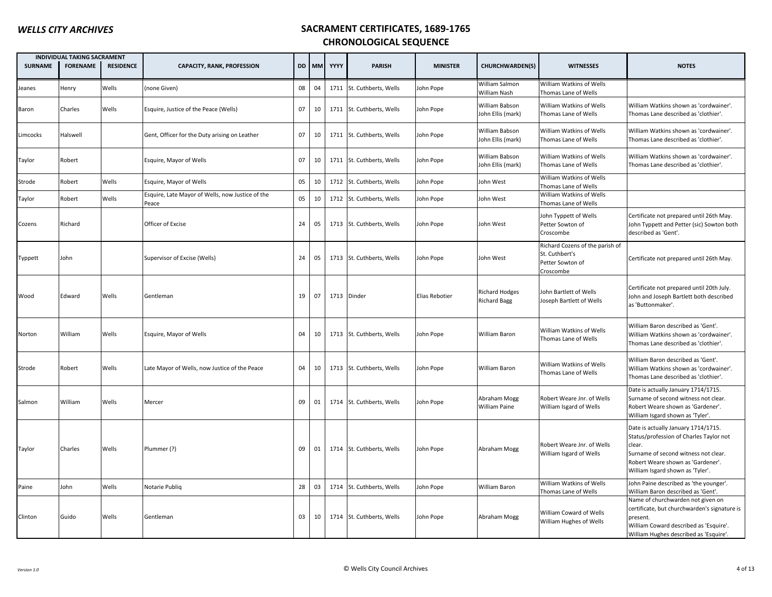# SACRAMENT CERTIFICATES, 1689-1765
## CHRONOLOGICAL SEQUENCE

| INDIVIDUAL TAKING SACRAMENT | | | | | | | | | | | |
|---|---|---|---|---|---|---|---|---|---|---|---|
| SURNAME | FORENAME | RESIDENCE | CAPACITY, RANK, PROFESSION | DD | MM | YYYY | PARISH | MINISTER | CHURCHWARDEN(S) | WITNESSES | NOTES |
| Jeanes | Henry | Wells | (none Given) | 08 | 04 | 1711 | St. Cuthberts, Wells | John Pope | William Salmon<br>William Nash | William Watkins of Wells<br>Thomas Lane of Wells | |
| Baron | Charles | Wells | Esquire, Justice of the Peace (Wells) | 07 | 10 | 1711 | St. Cuthberts, Wells | John Pope | William Babson<br>John Ellis (mark) | William Watkins of Wells<br>Thomas Lane of Wells | William Watkins shown as 'cordwainer'. Thomas Lane described as 'clothier'. |
| Limcocks | Halswell | | Gent, Officer for the Duty arising on Leather | 07 | 10 | 1711 | St. Cuthberts, Wells | John Pope | William Babson<br>John Ellis (mark) | William Watkins of Wells<br>Thomas Lane of Wells | William Watkins shown as 'cordwainer'. Thomas Lane described as 'clothier'. |
| Taylor | Robert | | Esquire, Mayor of Wells | 07 | 10 | 1711 | St. Cuthberts, Wells | John Pope | William Babson<br>John Ellis (mark) | William Watkins of Wells<br>Thomas Lane of Wells | William Watkins shown as 'cordwainer'. Thomas Lane described as 'clothier'. |
| Strode | Robert | Wells | Esquire, Mayor of Wells | 05 | 10 | 1712 | St. Cuthberts, Wells | John Pope | John West | William Watkins of Wells<br>Thomas Lane of Wells | |
| Taylor | Robert | Wells | Esquire, Late Mayor of Wells, now Justice of the Peace | 05 | 10 | 1712 | St. Cuthberts, Wells | John Pope | John West | William Watkins of Wells<br>Thomas Lane of Wells | |
| Cozens | Richard | | Officer of Excise | 24 | 05 | 1713 | St. Cuthberts, Wells | John Pope | John West | John Typpett of Wells<br>Petter Sowton of Croscombe | Certificate not prepared until 26th May. John Typpett and Petter (sic) Sowton both described as 'Gent'. |
| Typpett | John | | Supervisor of Excise (Wells) | 24 | 05 | 1713 | St. Cuthberts, Wells | John Pope | John West | Richard Cozens of the parish of St. Cuthbert's<br>Petter Sowton of Croscombe | Certificate not prepared until 26th May. |
| Wood | Edward | Wells | Gentleman | 19 | 07 | 1713 | Dinder | Elias Rebotier | Richard Hodges<br>Richard Bagg | John Bartlett of Wells<br>Joseph Bartlett of Wells | Certificate not prepared until 20th July. John and Joseph Bartlett both described as 'Buttonmaker'. |
| Norton | William | Wells | Esquire, Mayor of Wells | 04 | 10 | 1713 | St. Cuthberts, Wells | John Pope | William Baron | William Watkins of Wells<br>Thomas Lane of Wells | William Baron described as 'Gent'. William Watkins shown as 'cordwainer'. Thomas Lane described as 'clothier'. |
| Strode | Robert | Wells | Late Mayor of Wells, now Justice of the Peace | 04 | 10 | 1713 | St. Cuthberts, Wells | John Pope | William Baron | William Watkins of Wells<br>Thomas Lane of Wells | William Baron described as 'Gent'. William Watkins shown as 'cordwainer'. Thomas Lane described as 'clothier'. |
| Salmon | William | Wells | Mercer | 09 | 01 | 1714 | St. Cuthberts, Wells | John Pope | Abraham Mogg<br>William Paine | Robert Weare Jnr. of Wells<br>William Isgard of Wells | Date is actually January 1714/1715. Surname of second witness not clear. Robert Weare shown as 'Gardener'. William Isgard shown as 'Tyler'. |
| Taylor | Charles | Wells | Plummer (?) | 09 | 01 | 1714 | St. Cuthberts, Wells | John Pope | Abraham Mogg | Robert Weare Jnr. of Wells<br>William Isgard of Wells | Date is actually January 1714/1715. Status/profession of Charles Taylor not clear. Surname of second witness not clear. Robert Weare shown as 'Gardener'. William Isgard shown as 'Tyler'. |
| Paine | John | Wells | Notarie Publiq | 28 | 03 | 1714 | St. Cuthberts, Wells | John Pope | William Baron | William Watkins of Wells<br>Thomas Lane of Wells | John Paine described as 'the younger'. William Baron described as 'Gent'. |
| Clinton | Guido | Wells | Gentleman | 03 | 10 | 1714 | St. Cuthberts, Wells | John Pope | Abraham Mogg | William Coward of Wells<br>William Hughes of Wells | Name of churchwarden not given on certificate, but churchwarden's signature is present. William Coward described as 'Esquire'. William Hughes described as 'Esquire'. |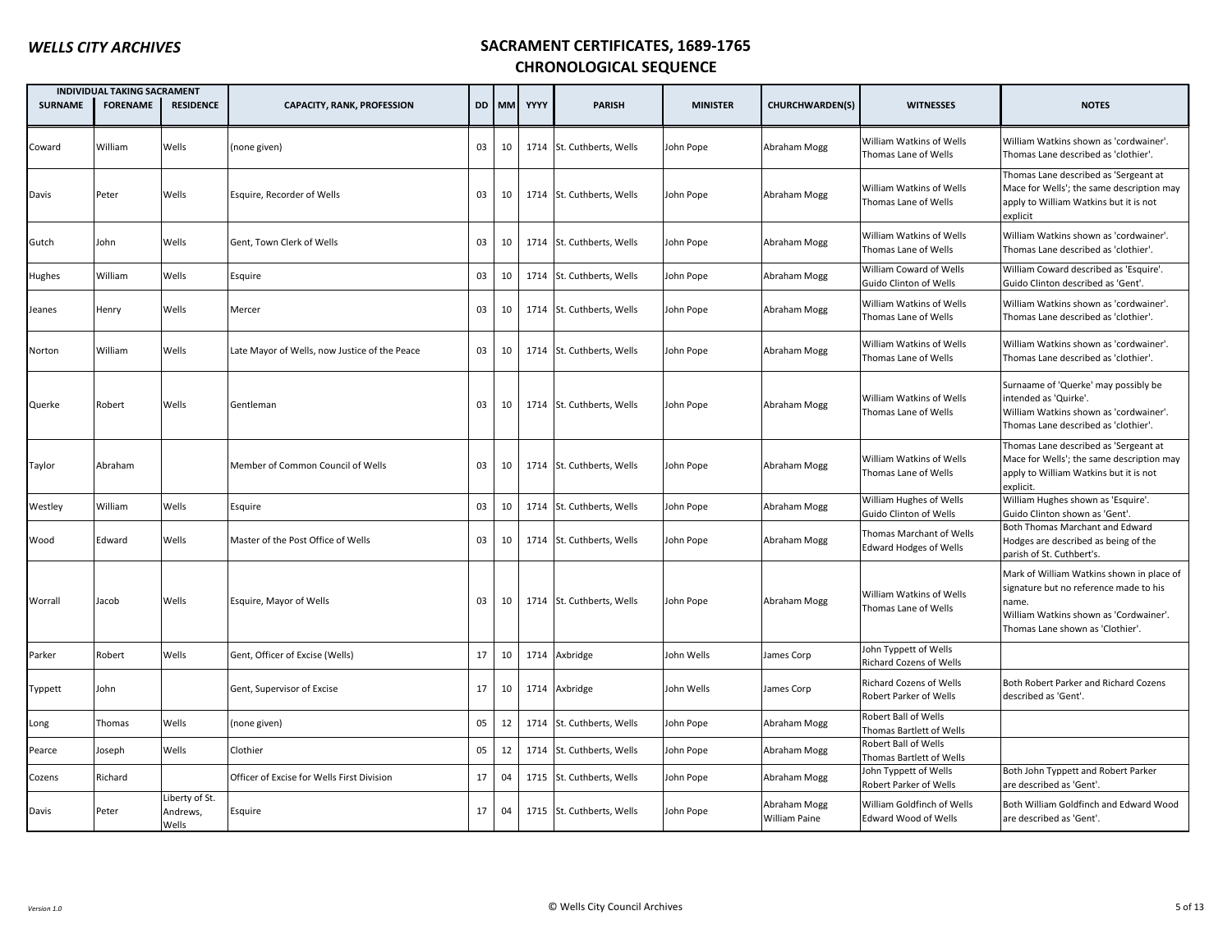# SACRAMENT CERTIFICATES, 1689-1765

## CHRONOLOGICAL SEQUENCE

| INDIVIDUAL TAKING SACRAMENT | | | | | | | | | | | |
|---|---|---|---|---|---|---|---|---|---|---|---|
| SURNAME | FORENAME | RESIDENCE | CAPACITY, RANK, PROFESSION | DD | MM | YYYY | PARISH | MINISTER | CHURCHWARDEN(S) | WITNESSES | NOTES |
| Coward | William | Wells | (none given) | 03 | 10 | 1714 | St. Cuthberts, Wells | John Pope | Abraham Mogg | William Watkins of Wells<br>Thomas Lane of Wells | William Watkins shown as 'cordwainer'. Thomas Lane described as 'clothier'. |
| Davis | Peter | Wells | Esquire, Recorder of Wells | 03 | 10 | 1714 | St. Cuthberts, Wells | John Pope | Abraham Mogg | William Watkins of Wells<br>Thomas Lane of Wells | Thomas Lane described as 'Sergeant at Mace for Wells'; the same description may apply to William Watkins but it is not explicit |
| Gutch | John | Wells | Gent, Town Clerk of Wells | 03 | 10 | 1714 | St. Cuthberts, Wells | John Pope | Abraham Mogg | William Watkins of Wells<br>Thomas Lane of Wells | William Watkins shown as 'cordwainer'. Thomas Lane described as 'clothier'. |
| Hughes | William | Wells | Esquire | 03 | 10 | 1714 | St. Cuthberts, Wells | John Pope | Abraham Mogg | William Coward of Wells<br>Guido Clinton of Wells | William Coward described as 'Esquire'. Guido Clinton described as 'Gent'. |
| Jeanes | Henry | Wells | Mercer | 03 | 10 | 1714 | St. Cuthberts, Wells | John Pope | Abraham Mogg | William Watkins of Wells<br>Thomas Lane of Wells | William Watkins shown as 'cordwainer'. Thomas Lane described as 'clothier'. |
| Norton | William | Wells | Late Mayor of Wells, now Justice of the Peace | 03 | 10 | 1714 | St. Cuthberts, Wells | John Pope | Abraham Mogg | William Watkins of Wells<br>Thomas Lane of Wells | William Watkins shown as 'cordwainer'. Thomas Lane described as 'clothier'. |
| Querke | Robert | Wells | Gentleman | 03 | 10 | 1714 | St. Cuthberts, Wells | John Pope | Abraham Mogg | William Watkins of Wells<br>Thomas Lane of Wells | Surnaame of 'Querke' may possibly be intended as 'Quirke'. William Watkins shown as 'cordwainer'. Thomas Lane described as 'clothier'. |
| Taylor | Abraham | | Member of Common Council of Wells | 03 | 10 | 1714 | St. Cuthberts, Wells | John Pope | Abraham Mogg | William Watkins of Wells<br>Thomas Lane of Wells | Thomas Lane described as 'Sergeant at Mace for Wells'; the same description may apply to William Watkins but it is not explicit. |
| Westley | William | Wells | Esquire | 03 | 10 | 1714 | St. Cuthberts, Wells | John Pope | Abraham Mogg | William Hughes of Wells<br>Guido Clinton of Wells | William Hughes shown as 'Esquire'. Guido Clinton shown as 'Gent'. |
| Wood | Edward | Wells | Master of the Post Office of Wells | 03 | 10 | 1714 | St. Cuthberts, Wells | John Pope | Abraham Mogg | Thomas Marchant of Wells<br>Edward Hodges of Wells | Both Thomas Marchant and Edward Hodges are described as being of the parish of St. Cuthbert's. |
| Worrall | Jacob | Wells | Esquire, Mayor of Wells | 03 | 10 | 1714 | St. Cuthberts, Wells | John Pope | Abraham Mogg | William Watkins of Wells<br>Thomas Lane of Wells | Mark of William Watkins shown in place of signature but no reference made to his name. William Watkins shown as 'Cordwainer'. Thomas Lane shown as 'Clothier'. |
| Parker | Robert | Wells | Gent, Officer of Excise (Wells) | 17 | 10 | 1714 | Axbridge | John Wells | James Corp | John Typpett of Wells<br>Richard Cozens of Wells | |
| Typpett | John | | Gent, Supervisor of Excise | 17 | 10 | 1714 | Axbridge | John Wells | James Corp | Richard Cozens of Wells<br>Robert Parker of Wells | Both Robert Parker and Richard Cozens described as 'Gent'. |
| Long | Thomas | Wells | (none given) | 05 | 12 | 1714 | St. Cuthberts, Wells | John Pope | Abraham Mogg | Robert Ball of Wells<br>Thomas Bartlett of Wells | |
| Pearce | Joseph | Wells | Clothier | 05 | 12 | 1714 | St. Cuthberts, Wells | John Pope | Abraham Mogg | Robert Ball of Wells<br>Thomas Bartlett of Wells | |
| Cozens | Richard | | Officer of Excise for Wells First Division | 17 | 04 | 1715 | St. Cuthberts, Wells | John Pope | Abraham Mogg | John Typpett of Wells<br>Robert Parker of Wells | Both John Typpett and Robert Parker are described as 'Gent'. |
| Davis | Peter | Liberty of St. Andrews, Wells | Esquire | 17 | 04 | 1715 | St. Cuthberts, Wells | John Pope | Abraham Mogg<br>William Paine | William Goldfinch of Wells<br>Edward Wood of Wells | Both William Goldfinch and Edward Wood are described as 'Gent'. |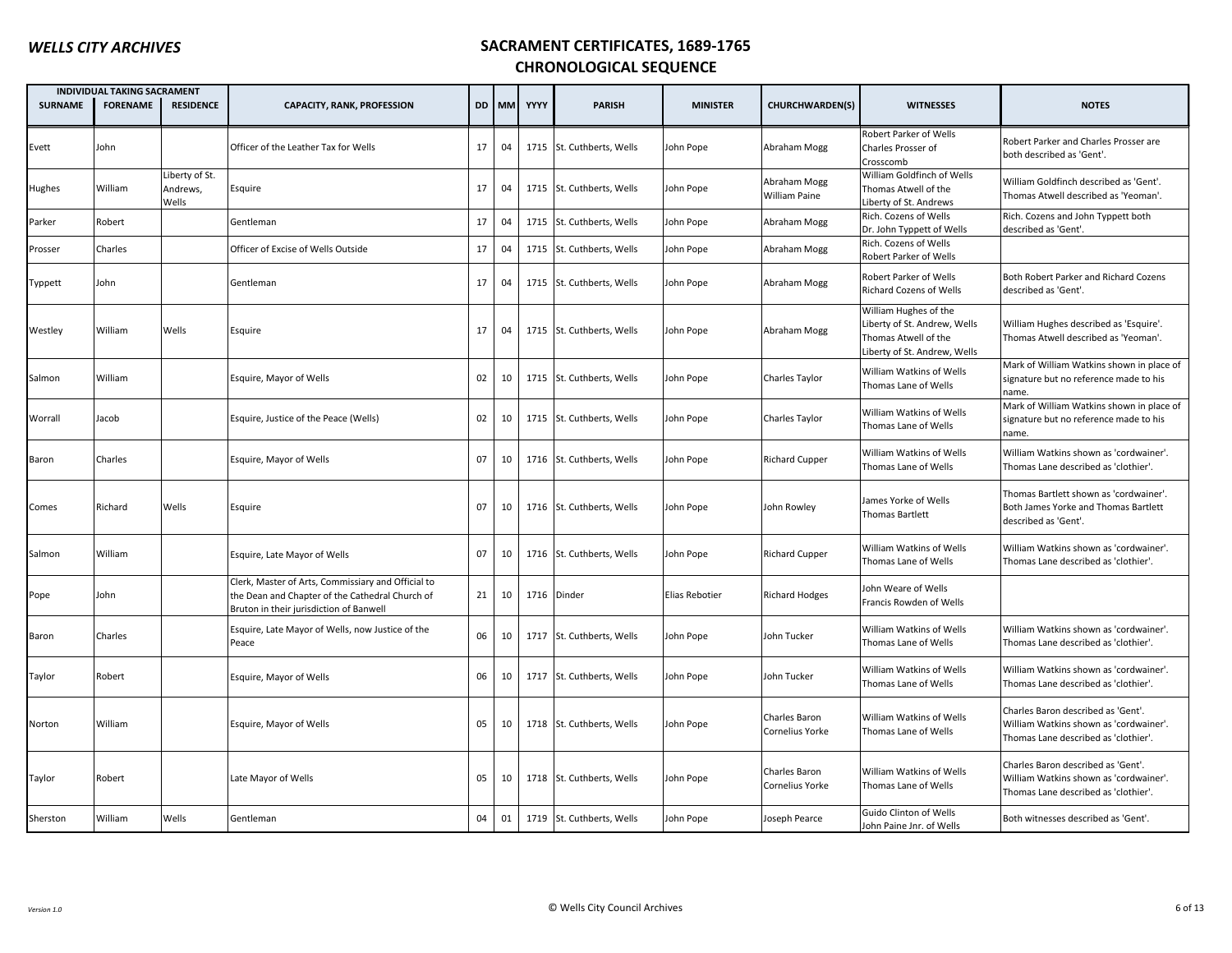## SACRAMENT CERTIFICATES, 1689-1765

## CHRONOLOGICAL SEQUENCE

| INDIVIDUAL TAKING SACRAMENT | | | | | | | | | | | | |
|---|---|---|---|---|---|---|---|---|---|---|---|---|
| SURNAME | FORENAME | RESIDENCE | CAPACITY, RANK, PROFESSION | DD | MM | YYYY | PARISH | MINISTER | CHURCHWARDEN(S) | WITNESSES | NOTES |
| Evett | John | | Officer of the Leather Tax for Wells | 17 | 04 | 1715 | St. Cuthberts, Wells | John Pope | Abraham Mogg | Robert Parker of Wells<br>Charles Prosser of Crosscomb | Robert Parker and Charles Prosser are both described as 'Gent'. |
| Hughes | William | Liberty of St. Andrews, Wells | Esquire | 17 | 04 | 1715 | St. Cuthberts, Wells | John Pope | Abraham Mogg<br>William Paine | William Goldfinch of Wells<br>Thomas Atwell of the Liberty of St. Andrews | William Goldfinch described as 'Gent'. Thomas Atwell described as 'Yeoman'. |
| Parker | Robert | | Gentleman | 17 | 04 | 1715 | St. Cuthberts, Wells | John Pope | Abraham Mogg | Rich. Cozens of Wells<br>Dr. John Typpett of Wells | Rich. Cozens and John Typpett both described as 'Gent'. |
| Prosser | Charles | | Officer of Excise of Wells Outside | 17 | 04 | 1715 | St. Cuthberts, Wells | John Pope | Abraham Mogg | Rich. Cozens of Wells<br>Robert Parker of Wells | |
| Typpett | John | | Gentleman | 17 | 04 | 1715 | St. Cuthberts, Wells | John Pope | Abraham Mogg | Robert Parker of Wells<br>Richard Cozens of Wells | Both Robert Parker and Richard Cozens described as 'Gent'. |
| Westley | William | Wells | Esquire | 17 | 04 | 1715 | St. Cuthberts, Wells | John Pope | Abraham Mogg | William Hughes of the Liberty of St. Andrew, Wells<br>Thomas Atwell of the Liberty of St. Andrew, Wells | William Hughes described as 'Esquire'. Thomas Atwell described as 'Yeoman'. |
| Salmon | William | | Esquire, Mayor of Wells | 02 | 10 | 1715 | St. Cuthberts, Wells | John Pope | Charles Taylor | William Watkins of Wells<br>Thomas Lane of Wells | Mark of William Watkins shown in place of signature but no reference made to his name. |
| Worrall | Jacob | | Esquire, Justice of the Peace (Wells) | 02 | 10 | 1715 | St. Cuthberts, Wells | John Pope | Charles Taylor | William Watkins of Wells<br>Thomas Lane of Wells | Mark of William Watkins shown in place of signature but no reference made to his name. |
| Baron | Charles | | Esquire, Mayor of Wells | 07 | 10 | 1716 | St. Cuthberts, Wells | John Pope | Richard Cupper | William Watkins of Wells<br>Thomas Lane of Wells | William Watkins shown as 'cordwainer'. Thomas Lane described as 'clothier'. |
| Comes | Richard | Wells | Esquire | 07 | 10 | 1716 | St. Cuthberts, Wells | John Pope | John Rowley | James Yorke of Wells<br>Thomas Bartlett | Thomas Bartlett shown as 'cordwainer'. Both James Yorke and Thomas Bartlett described as 'Gent'. |
| Salmon | William | | Esquire, Late Mayor of Wells | 07 | 10 | 1716 | St. Cuthberts, Wells | John Pope | Richard Cupper | William Watkins of Wells<br>Thomas Lane of Wells | William Watkins shown as 'cordwainer'. Thomas Lane described as 'clothier'. |
| Pope | John | | Clerk, Master of Arts, Commissiary and Official to the Dean and Chapter of the Cathedral Church of Bruton in their jurisdiction of Banwell | 21 | 10 | 1716 | Dinder | Elias Rebotier | Richard Hodges | John Weare of Wells<br>Francis Rowden of Wells | |
| Baron | Charles | | Esquire, Late Mayor of Wells, now Justice of the Peace | 06 | 10 | 1717 | St. Cuthberts, Wells | John Pope | John Tucker | William Watkins of Wells<br>Thomas Lane of Wells | William Watkins shown as 'cordwainer'. Thomas Lane described as 'clothier'. |
| Taylor | Robert | | Esquire, Mayor of Wells | 06 | 10 | 1717 | St. Cuthberts, Wells | John Pope | John Tucker | William Watkins of Wells<br>Thomas Lane of Wells | William Watkins shown as 'cordwainer'. Thomas Lane described as 'clothier'. |
| Norton | William | | Esquire, Mayor of Wells | 05 | 10 | 1718 | St. Cuthberts, Wells | John Pope | Charles Baron<br>Cornelius Yorke | William Watkins of Wells<br>Thomas Lane of Wells | Charles Baron described as 'Gent'. William Watkins shown as 'cordwainer'. Thomas Lane described as 'clothier'. |
| Taylor | Robert | | Late Mayor of Wells | 05 | 10 | 1718 | St. Cuthberts, Wells | John Pope | Charles Baron<br>Cornelius Yorke | William Watkins of Wells<br>Thomas Lane of Wells | Charles Baron described as 'Gent'. William Watkins shown as 'cordwainer'. Thomas Lane described as 'clothier'. |
| Sherston | William | Wells | Gentleman | 04 | 01 | 1719 | St. Cuthberts, Wells | John Pope | Joseph Pearce | Guido Clinton of Wells<br>John Paine Jnr. of Wells | Both witnesses described as 'Gent'. |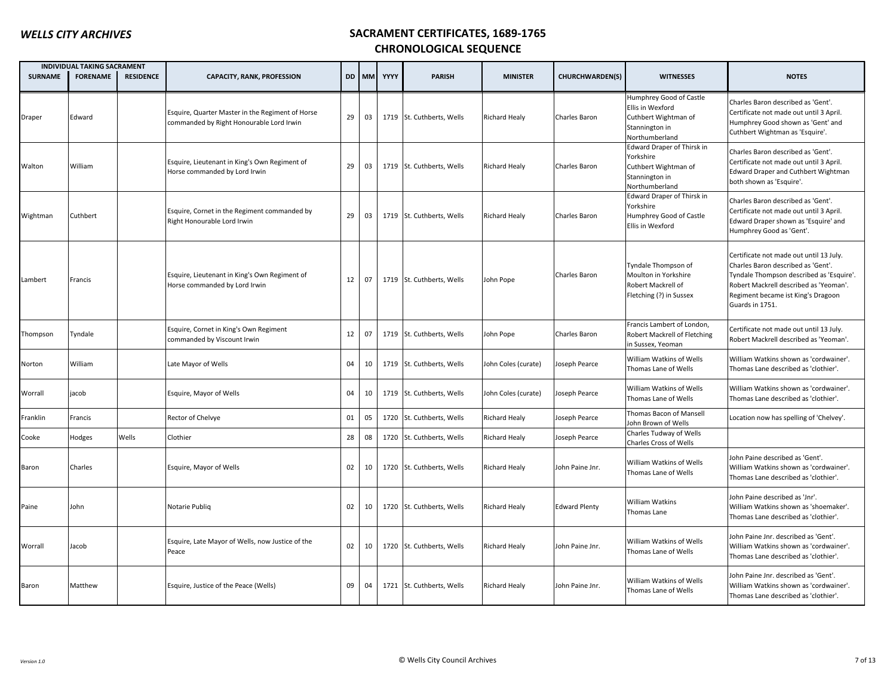## SACRAMENT CERTIFICATES, 1689-1765
## CHRONOLOGICAL SEQUENCE

| INDIVIDUAL TAKING SACRAMENT | | | | | | | | | | | |
|---|---|---|---|---|---|---|---|---|---|---|---|
| SURNAME | FORENAME | RESIDENCE | CAPACITY, RANK, PROFESSION | DD | MM | YYYY | PARISH | MINISTER | CHURCHWARDEN(S) | WITNESSES | NOTES |
| Draper | Edward | | Esquire, Quarter Master in the Regiment of Horse commanded by Right Honourable Lord Irwin | 29 | 03 | 1719 | St. Cuthberts, Wells | Richard Healy | Charles Baron | Humphrey Good of Castle Ellis in Wexford Cuthbert Wightman of Stannington in Northumberland | Charles Baron described as 'Gent'. Certificate not made out until 3 April. Humphrey Good shown as 'Gent' and Cuthbert Wightman as 'Esquire'. |
| Walton | William | | Esquire, Lieutenant in King's Own Regiment of Horse commanded by Lord Irwin | 29 | 03 | 1719 | St. Cuthberts, Wells | Richard Healy | Charles Baron | Edward Draper of Thirsk in Yorkshire Cuthbert Wightman of Stannington in Northumberland | Charles Baron described as 'Gent'. Certificate not made out until 3 April. Edward Draper and Cuthbert Wightman both shown as 'Esquire'. |
| Wightman | Cuthbert | | Esquire, Cornet in the Regiment commanded by Right Honourable Lord Irwin | 29 | 03 | 1719 | St. Cuthberts, Wells | Richard Healy | Charles Baron | Edward Draper of Thirsk in Yorkshire Humphrey Good of Castle Ellis in Wexford | Charles Baron described as 'Gent'. Certificate not made out until 3 April. Edward Draper shown as 'Esquire' and Humphrey Good as 'Gent'. |
| Lambert | Francis | | Esquire, Lieutenant in King's Own Regiment of Horse commanded by Lord Irwin | 12 | 07 | 1719 | St. Cuthberts, Wells | John Pope | Charles Baron | Tyndale Thompson of Moulton in Yorkshire Robert Mackrell of Fletching (?) in Sussex | Certificate not made out until 13 July. Charles Baron described as 'Gent'. Tyndale Thompson described as 'Esquire'. Robert Mackrell described as 'Yeoman'. Regiment became ist King's Dragoon Guards in 1751. |
| Thompson | Tyndale | | Esquire, Cornet in King's Own Regiment commanded by Viscount Irwin | 12 | 07 | 1719 | St. Cuthberts, Wells | John Pope | Charles Baron | Francis Lambert of London, Robert Mackrell of Fletching in Sussex, Yeoman | Certificate not made out until 13 July. Robert Mackrell described as 'Yeoman'. |
| Norton | William | | Late Mayor of Wells | 04 | 10 | 1719 | St. Cuthberts, Wells | John Coles (curate) | Joseph Pearce | William Watkins of Wells Thomas Lane of Wells | William Watkins shown as 'cordwainer'. Thomas Lane described as 'clothier'. |
| Worrall | jacob | | Esquire, Mayor of Wells | 04 | 10 | 1719 | St. Cuthberts, Wells | John Coles (curate) | Joseph Pearce | William Watkins of Wells Thomas Lane of Wells | William Watkins shown as 'cordwainer'. Thomas Lane described as 'clothier'. |
| Franklin | Francis | | Rector of Chelvye | 01 | 05 | 1720 | St. Cuthberts, Wells | Richard Healy | Joseph Pearce | Thomas Bacon of Mansell John Brown of Wells | Location now has spelling of 'Chelvey'. |
| Cooke | Hodges | Wells | Clothier | 28 | 08 | 1720 | St. Cuthberts, Wells | Richard Healy | Joseph Pearce | Charles Tudway of Wells Charles Cross of Wells | |
| Baron | Charles | | Esquire, Mayor of Wells | 02 | 10 | 1720 | St. Cuthberts, Wells | Richard Healy | John Paine Jnr. | William Watkins of Wells Thomas Lane of Wells | John Paine described as 'Gent'. William Watkins shown as 'cordwainer'. Thomas Lane described as 'clothier'. |
| Paine | John | | Notarie Publiq | 02 | 10 | 1720 | St. Cuthberts, Wells | Richard Healy | Edward Plenty | William Watkins Thomas Lane | John Paine described as 'Jnr'. William Watkins shown as 'shoemaker'. Thomas Lane described as 'clothier'. |
| Worrall | Jacob | | Esquire, Late Mayor of Wells, now Justice of the Peace | 02 | 10 | 1720 | St. Cuthberts, Wells | Richard Healy | John Paine Jnr. | William Watkins of Wells Thomas Lane of Wells | John Paine Jnr. described as 'Gent'. William Watkins shown as 'cordwainer'. Thomas Lane described as 'clothier'. |
| Baron | Matthew | | Esquire, Justice of the Peace (Wells) | 09 | 04 | 1721 | St. Cuthberts, Wells | Richard Healy | John Paine Jnr. | William Watkins of Wells Thomas Lane of Wells | John Paine Jnr. described as 'Gent'. William Watkins shown as 'cordwainer'. Thomas Lane described as 'clothier'. |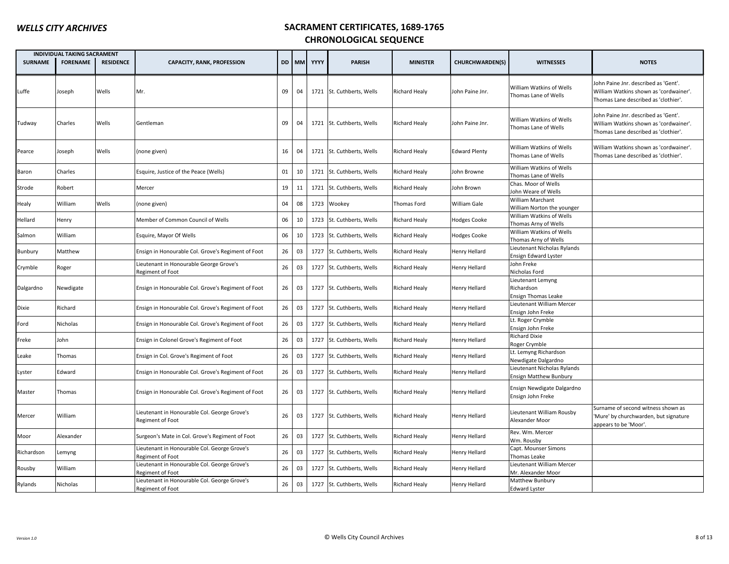# WELLS CITY ARCHIVES

## SACRAMENT CERTIFICATES, 1689-1765
## CHRONOLOGICAL SEQUENCE

| INDIVIDUAL TAKING SACRAMENT | | | | | | | | | | | |
|---|---|---|---|---|---|---|---|---|---|---|---|
| SURNAME | FORENAME | RESIDENCE | CAPACITY, RANK, PROFESSION | DD | MM | YYYY | PARISH | MINISTER | CHURCHWARDEN(S) | WITNESSES | NOTES |
| Luffe | Joseph | Wells | Mr. | 09 | 04 | 1721 | St. Cuthberts, Wells | Richard Healy | John Paine Jnr. | William Watkins of Wells<br>Thomas Lane of Wells | John Paine Jnr. described as 'Gent'.<br>William Watkins shown as 'cordwainer'.<br>Thomas Lane described as 'clothier'. |
| Tudway | Charles | Wells | Gentleman | 09 | 04 | 1721 | St. Cuthberts, Wells | Richard Healy | John Paine Jnr. | William Watkins of Wells<br>Thomas Lane of Wells | John Paine Jnr. described as 'Gent'.<br>William Watkins shown as 'cordwainer'.<br>Thomas Lane described as 'clothier'. |
| Pearce | Joseph | Wells | (none given) | 16 | 04 | 1721 | St. Cuthberts, Wells | Richard Healy | Edward Plenty | William Watkins of Wells<br>Thomas Lane of Wells | William Watkins shown as 'cordwainer'.<br>Thomas Lane described as 'clothier'. |
| Baron | Charles | | Esquire, Justice of the Peace (Wells) | 01 | 10 | 1721 | St. Cuthberts, Wells | Richard Healy | John Browne | William Watkins of Wells<br>Thomas Lane of Wells | |
| Strode | Robert | | Mercer | 19 | 11 | 1721 | St. Cuthberts, Wells | Richard Healy | John Brown | Chas. Moor of Wells<br>John Weare of Wells | |
| Healy | William | Wells | (none given) | 04 | 08 | 1723 | Wookey | Thomas Ford | William Gale | William Marchant<br>William Norton the younger | |
| Hellard | Henry | | Member of Common Council of Wells | 06 | 10 | 1723 | St. Cuthberts, Wells | Richard Healy | Hodges Cooke | William Watkins of Wells<br>Thomas Arny of Wells | |
| Salmon | William | | Esquire, Mayor Of Wells | 06 | 10 | 1723 | St. Cuthberts, Wells | Richard Healy | Hodges Cooke | William Watkins of Wells<br>Thomas Arny of Wells | |
| Bunbury | Matthew | | Ensign in Honourable Col. Grove's Regiment of Foot | 26 | 03 | 1727 | St. Cuthberts, Wells | Richard Healy | Henry Hellard | Lieutenant Nicholas Rylands<br>Ensign Edward Lyster | |
| Crymble | Roger | | Lieutenant in Honourable George Grove's Regiment of Foot | 26 | 03 | 1727 | St. Cuthberts, Wells | Richard Healy | Henry Hellard | John Freke<br>Nicholas Ford | |
| Dalgardno | Newdigate | | Ensign in Honourable Col. Grove's Regiment of Foot | 26 | 03 | 1727 | St. Cuthberts, Wells | Richard Healy | Henry Hellard | Lieutenant Lemyng Richardson<br>Ensign Thomas Leake | |
| Dixie | Richard | | Ensign in Honourable Col. Grove's Regiment of Foot | 26 | 03 | 1727 | St. Cuthberts, Wells | Richard Healy | Henry Hellard | Lieutenant William Mercer<br>Ensign John Freke | |
| Ford | Nicholas | | Ensign in Honourable Col. Grove's Regiment of Foot | 26 | 03 | 1727 | St. Cuthberts, Wells | Richard Healy | Henry Hellard | Lt. Roger Crymble<br>Ensign John Freke | |
| Freke | John | | Ensign in Colonel Grove's Regiment of Foot | 26 | 03 | 1727 | St. Cuthberts, Wells | Richard Healy | Henry Hellard | Richard Dixie<br>Roger Crymble | |
| Leake | Thomas | | Ensign in Col. Grove's Regiment of Foot | 26 | 03 | 1727 | St. Cuthberts, Wells | Richard Healy | Henry Hellard | Lt. Lemyng Richardson<br>Newdigate Dalgardno | |
| Lyster | Edward | | Ensign in Honourable Col. Grove's Regiment of Foot | 26 | 03 | 1727 | St. Cuthberts, Wells | Richard Healy | Henry Hellard | Lieutenant Nicholas Rylands<br>Ensign Matthew Bunbury | |
| Master | Thomas | | Ensign in Honourable Col. Grove's Regiment of Foot | 26 | 03 | 1727 | St. Cuthberts, Wells | Richard Healy | Henry Hellard | Ensign Newdigate Dalgardno<br>Ensign John Freke | |
| Mercer | William | | Lieutenant in Honourable Col. George Grove's Regiment of Foot | 26 | 03 | 1727 | St. Cuthberts, Wells | Richard Healy | Henry Hellard | Lieutenant William Rousby<br>Alexander Moor | Surname of second witness shown as 'Mure' by churchwarden, but signature appears to be 'Moor'. |
| Moor | Alexander | | Surgeon's Mate in Col. Grove's Regiment of Foot | 26 | 03 | 1727 | St. Cuthberts, Wells | Richard Healy | Henry Hellard | Rev. Wm. Mercer<br>Wm. Rousby | |
| Richardson | Lemyng | | Lieutenant in Honourable Col. George Grove's Regiment of Foot | 26 | 03 | 1727 | St. Cuthberts, Wells | Richard Healy | Henry Hellard | Capt. Mounser Simons<br>Thomas Leake | |
| Rousby | William | | Lieutenant in Honourable Col. George Grove's Regiment of Foot | 26 | 03 | 1727 | St. Cuthberts, Wells | Richard Healy | Henry Hellard | Lieutenant William Mercer<br>Mr. Alexander Moor | |
| Rylands | Nicholas | | Lieutenant in Honourable Col. George Grove's Regiment of Foot | 26 | 03 | 1727 | St. Cuthberts, Wells | Richard Healy | Henry Hellard | Matthew Bunbury<br>Edward Lyster | |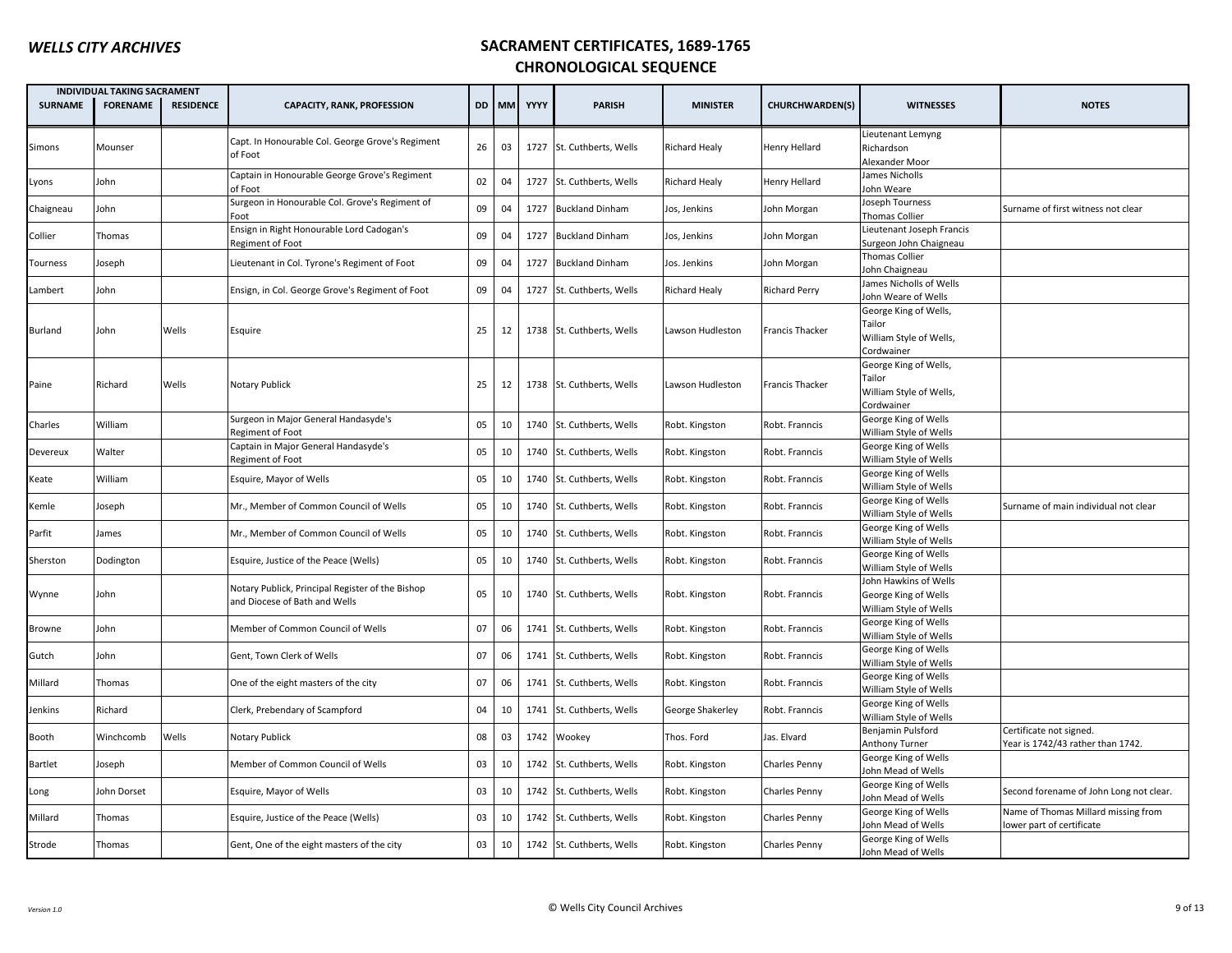# WELLS CITY ARCHIVES

## SACRAMENT CERTIFICATES, 1689-1765
## CHRONOLOGICAL SEQUENCE

| INDIVIDUAL TAKING SACRAMENT | | | | | | | | | | | |
|---|---|---|---|---|---|---|---|---|---|---|---|
| SURNAME | FORENAME | RESIDENCE | CAPACITY, RANK, PROFESSION | DD | MM | YYYY | PARISH | MINISTER | CHURCHWARDEN(S) | WITNESSES | NOTES |
| Simons | Mounser | | Capt. In Honourable Col. George Grove's Regiment of Foot | 26 | 03 | 1727 | St. Cuthberts, Wells | Richard Healy | Henry Hellard | Lieutenant Lemyng Richardson Alexander Moor | |
| Lyons | John | | Captain in Honourable George Grove's Regiment of Foot | 02 | 04 | 1727 | St. Cuthberts, Wells | Richard Healy | Henry Hellard | James Nicholls John Weare | |
| Chaigneau | John | | Surgeon in Honourable Col. Grove's Regiment of Foot | 09 | 04 | 1727 | Buckland Dinham | Jos, Jenkins | John Morgan | Joseph Tourness Thomas Collier | Surname of first witness not clear |
| Collier | Thomas | | Ensign in Right Honourable Lord Cadogan's Regiment of Foot | 09 | 04 | 1727 | Buckland Dinham | Jos, Jenkins | John Morgan | Lieutenant Joseph Francis Surgeon John Chaigneau | |
| Tourness | Joseph | | Lieutenant in Col. Tyrone's Regiment of Foot | 09 | 04 | 1727 | Buckland Dinham | Jos. Jenkins | John Morgan | Thomas Collier John Chaigneau | |
| Lambert | John | | Ensign, in Col. George Grove's Regiment of Foot | 09 | 04 | 1727 | St. Cuthberts, Wells | Richard Healy | Richard Perry | James Nicholls of Wells John Weare of Wells | |
| Burland | John | Wells | Esquire | 25 | 12 | 1738 | St. Cuthberts, Wells | Lawson Hudleston | Francis Thacker | George King of Wells, Tailor William Style of Wells, Cordwainer | |
| Paine | Richard | Wells | Notary Publick | 25 | 12 | 1738 | St. Cuthberts, Wells | Lawson Hudleston | Francis Thacker | George King of Wells, Tailor William Style of Wells, Cordwainer | |
| Charles | William | | Surgeon in Major General Handasyde's Regiment of Foot | 05 | 10 | 1740 | St. Cuthberts, Wells | Robt. Kingston | Robt. Franncis | George King of Wells William Style of Wells | |
| Devereux | Walter | | Captain in Major General Handasyde's Regiment of Foot | 05 | 10 | 1740 | St. Cuthberts, Wells | Robt. Kingston | Robt. Franncis | George King of Wells William Style of Wells | |
| Keate | William | | Esquire, Mayor of Wells | 05 | 10 | 1740 | St. Cuthberts, Wells | Robt. Kingston | Robt. Franncis | George King of Wells William Style of Wells | |
| Kemle | Joseph | | Mr., Member of Common Council of Wells | 05 | 10 | 1740 | St. Cuthberts, Wells | Robt. Kingston | Robt. Franncis | George King of Wells William Style of Wells | Surname of main individual not clear |
| Parfit | James | | Mr., Member of Common Council of Wells | 05 | 10 | 1740 | St. Cuthberts, Wells | Robt. Kingston | Robt. Franncis | George King of Wells William Style of Wells | |
| Sherston | Dodington | | Esquire, Justice of the Peace (Wells) | 05 | 10 | 1740 | St. Cuthberts, Wells | Robt. Kingston | Robt. Franncis | George King of Wells William Style of Wells | |
| Wynne | John | | Notary Publick, Principal Register of the Bishop and Diocese of Bath and Wells | 05 | 10 | 1740 | St. Cuthberts, Wells | Robt. Kingston | Robt. Franncis | John Hawkins of Wells George King of Wells William Style of Wells | |
| Browne | John | | Member of Common Council of Wells | 07 | 06 | 1741 | St. Cuthberts, Wells | Robt. Kingston | Robt. Franncis | George King of Wells William Style of Wells | |
| Gutch | John | | Gent, Town Clerk of Wells | 07 | 06 | 1741 | St. Cuthberts, Wells | Robt. Kingston | Robt. Franncis | George King of Wells William Style of Wells | |
| Millard | Thomas | | One of the eight masters of the city | 07 | 06 | 1741 | St. Cuthberts, Wells | Robt. Kingston | Robt. Franncis | George King of Wells William Style of Wells | |
| Jenkins | Richard | | Clerk, Prebendary of Scampford | 04 | 10 | 1741 | St. Cuthberts, Wells | George Shakerley | Robt. Franncis | George King of Wells William Style of Wells | |
| Booth | Winchcomb | Wells | Notary Publick | 08 | 03 | 1742 | Wookey | Thos. Ford | Jas. Elvard | Benjamin Pulsford Anthony Turner | Certificate not signed. Year is 1742/43 rather than 1742. |
| Bartlet | Joseph | | Member of Common Council of Wells | 03 | 10 | 1742 | St. Cuthberts, Wells | Robt. Kingston | Charles Penny | George King of Wells John Mead of Wells | |
| Long | John Dorset | | Esquire, Mayor of Wells | 03 | 10 | 1742 | St. Cuthberts, Wells | Robt. Kingston | Charles Penny | George King of Wells John Mead of Wells | Second forename of John Long not clear. |
| Millard | Thomas | | Esquire, Justice of the Peace (Wells) | 03 | 10 | 1742 | St. Cuthberts, Wells | Robt. Kingston | Charles Penny | George King of Wells John Mead of Wells | Name of Thomas Millard missing from lower part of certificate |
| Strode | Thomas | | Gent, One of the eight masters of the city | 03 | 10 | 1742 | St. Cuthberts, Wells | Robt. Kingston | Charles Penny | George King of Wells John Mead of Wells | |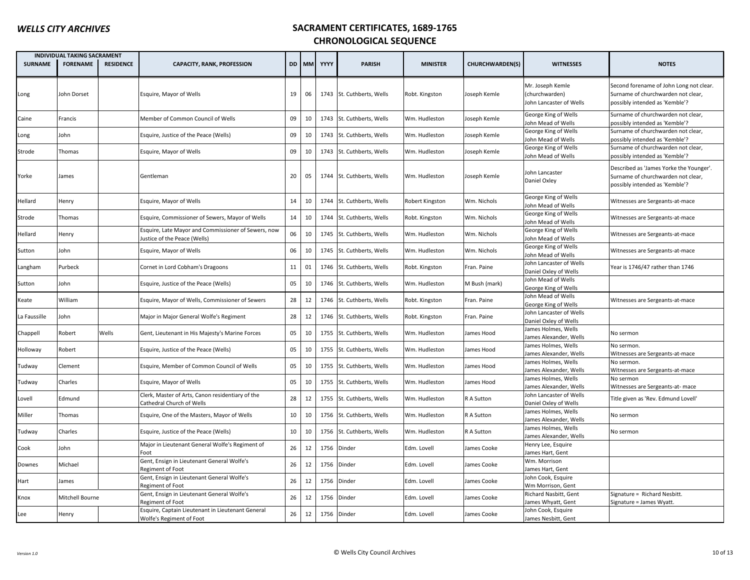# WELLS CITY ARCHIVES

## SACRAMENT CERTIFICATES, 1689-1765
## CHRONOLOGICAL SEQUENCE

| INDIVIDUAL TAKING SACRAMENT | | | | | | | | | | | |
|---|---|---|---|---|---|---|---|---|---|---|---|
| SURNAME | FORENAME | RESIDENCE | CAPACITY, RANK, PROFESSION | DD | MM | YYYY | PARISH | MINISTER | CHURCHWARDEN(S) | WITNESSES | NOTES |
| Long | John Dorset | | Esquire, Mayor of Wells | 19 | 06 | 1743 | St. Cuthberts, Wells | Robt. Kingston | Joseph Kemle | Mr. Joseph Kemle (churchwarden) John Lancaster of Wells | Second forename of John Long not clear. Surname of churchwarden not clear, possibly intended as 'Kemble'? |
| Caine | Francis | | Member of Common Council of Wells | 09 | 10 | 1743 | St. Cuthberts, Wells | Wm. Hudleston | Joseph Kemle | George King of Wells John Mead of Wells | Surname of churchwarden not clear, possibly intended as 'Kemble'? |
| Long | John | | Esquire, Justice of the Peace (Wells) | 09 | 10 | 1743 | St. Cuthberts, Wells | Wm. Hudleston | Joseph Kemle | George King of Wells John Mead of Wells | Surname of churchwarden not clear, possibly intended as 'Kemble'? |
| Strode | Thomas | | Esquire, Mayor of Wells | 09 | 10 | 1743 | St. Cuthberts, Wells | Wm. Hudleston | Joseph Kemle | George King of Wells John Mead of Wells | Surname of churchwarden not clear, possibly intended as 'Kemble'? |
| Yorke | James | | Gentleman | 20 | 05 | 1744 | St. Cuthberts, Wells | Wm. Hudleston | Joseph Kemle | John Lancaster Daniel Oxley | Described as 'James Yorke the Younger'. Surname of churchwarden not clear, possibly intended as 'Kemble'? |
| Hellard | Henry | | Esquire, Mayor of Wells | 14 | 10 | 1744 | St. Cuthberts, Wells | Robert Kingston | Wm. Nichols | George King of Wells John Mead of Wells | Witnesses are Sergeants-at-mace |
| Strode | Thomas | | Esquire, Commissioner of Sewers, Mayor of Wells | 14 | 10 | 1744 | St. Cuthberts, Wells | Robt. Kingston | Wm. Nichols | George King of Wells John Mead of Wells | Witnesses are Sergeants-at-mace |
| Hellard | Henry | | Esquire, Late Mayor and Commissioner of Sewers, now Justice of the Peace (Wells) | 06 | 10 | 1745 | St. Cuthberts, Wells | Wm. Hudleston | Wm. Nichols | George King of Wells John Mead of Wells | Witnesses are Sergeants-at-mace |
| Sutton | John | | Esquire, Mayor of Wells | 06 | 10 | 1745 | St. Cuthberts, Wells | Wm. Hudleston | Wm. Nichols | George King of Wells John Mead of Wells | Witnesses are Sergeants-at-mace |
| Langham | Purbeck | | Cornet in Lord Cobham's Dragoons | 11 | 01 | 1746 | St. Cuthberts, Wells | Robt. Kingston | Fran. Paine | John Lancaster of Wells Daniel Oxley of Wells | Year is 1746/47 rather than 1746 |
| Sutton | John | | Esquire, Justice of the Peace (Wells) | 05 | 10 | 1746 | St. Cuthberts, Wells | Wm. Hudleston | M Bush (mark) | John Mead of Wells George King of Wells | |
| Keate | William | | Esquire, Mayor of Wells, Commissioner of Sewers | 28 | 12 | 1746 | St. Cuthberts, Wells | Robt. Kingston | Fran. Paine | John Mead of Wells George King of Wells | Witnesses are Sergeants-at-mace |
| La Faussille | John | | Major in Major General Wolfe's Regiment | 28 | 12 | 1746 | St. Cuthberts, Wells | Robt. Kingston | Fran. Paine | John Lancaster of Wells Daniel Oxley of Wells | |
| Chappell | Robert | Wells | Gent, Lieutenant in His Majesty's Marine Forces | 05 | 10 | 1755 | St. Cuthberts, Wells | Wm. Hudleston | James Hood | James Holmes, Wells James Alexander, Wells | No sermon |
| Holloway | Robert | | Esquire, Justice of the Peace (Wells) | 05 | 10 | 1755 | St. Cuthberts, Wells | Wm. Hudleston | James Hood | James Holmes, Wells James Alexander, Wells | No sermon. Witnesses are Sergeants-at-mace |
| Tudway | Clement | | Esquire, Member of Common Council of Wells | 05 | 10 | 1755 | St. Cuthberts, Wells | Wm. Hudleston | James Hood | James Holmes, Wells James Alexander, Wells | No sermon. Witnesses are Sergeants-at-mace |
| Tudway | Charles | | Esquire, Mayor of Wells | 05 | 10 | 1755 | St. Cuthberts, Wells | Wm. Hudleston | James Hood | James Holmes, Wells James Alexander, Wells | No sermon Witnesses are Sergeants-at- mace |
| Lovell | Edmund | | Clerk, Master of Arts, Canon residentiary of the Cathedral Church of Wells | 28 | 12 | 1755 | St. Cuthberts, Wells | Wm. Hudleston | R A Sutton | John Lancaster of Wells Daniel Oxley of Wells | Title given as 'Rev. Edmund Lovell' |
| Miller | Thomas | | Esquire, One of the Masters, Mayor of Wells | 10 | 10 | 1756 | St. Cuthberts, Wells | Wm. Hudleston | R A Sutton | James Holmes, Wells James Alexander, Wells | No sermon |
| Tudway | Charles | | Esquire, Justice of the Peace (Wells) | 10 | 10 | 1756 | St. Cuthberts, Wells | Wm. Hudleston | R A Sutton | James Holmes, Wells James Alexander, Wells | No sermon |
| Cook | John | | Major in Lieutenant General Wolfe's Regiment of Foot | 26 | 12 | 1756 | Dinder | Edm. Lovell | James Cooke | Henry Lee, Esquire James Hart, Gent | |
| Downes | Michael | | Gent, Ensign in Lieutenant General Wolfe's Regiment of Foot | 26 | 12 | 1756 | Dinder | Edm. Lovell | James Cooke | Wm. Morrison James Hart, Gent | |
| Hart | James | | Gent, Ensign in Lieutenant General Wolfe's Regiment of Foot | 26 | 12 | 1756 | Dinder | Edm. Lovell | James Cooke | John Cook, Esquire Wm Morrison, Gent | |
| Knox | Mitchell Bourne | | Gent, Ensign in Lieutenant General Wolfe's Regiment of Foot | 26 | 12 | 1756 | Dinder | Edm. Lovell | James Cooke | Richard Nasbitt, Gent James Whyatt, Gent | Signature = Richard Nesbitt. Signature = James Wyatt. |
| Lee | Henry | | Esquire, Captain Lieutenant in Lieutenant General Wolfe's Regiment of Foot | 26 | 12 | 1756 | Dinder | Edm. Lovell | James Cooke | John Cook, Esquire James Nesbitt, Gent | |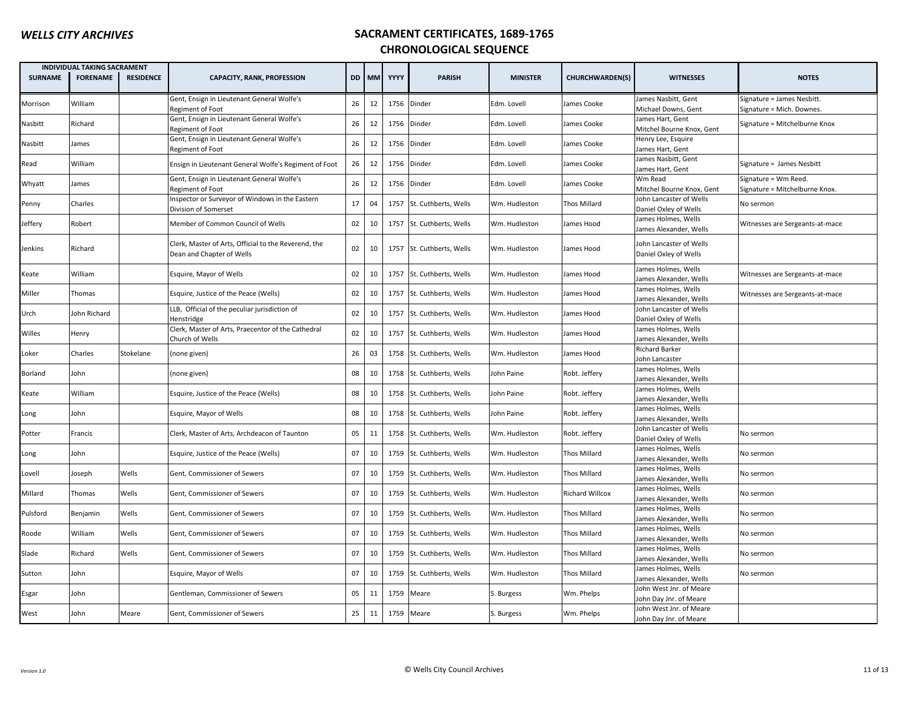# SACRAMENT CERTIFICATES, 1689-1765

## CHRONOLOGICAL SEQUENCE

| INDIVIDUAL TAKING SACRAMENT | | | | | | | | | | | |
|---|---|---|---|---|---|---|---|---|---|---|---|
| SURNAME | FORENAME | RESIDENCE | CAPACITY, RANK, PROFESSION | DD | MM | YYYY | PARISH | MINISTER | CHURCHWARDEN(S) | WITNESSES | NOTES |
| Morrison | William | | Gent, Ensign in Lieutenant General Wolfe's Regiment of Foot | 26 | 12 | 1756 | Dinder | Edm. Lovell | James Cooke | James Nasbitt, Gent<br>Michael Downs, Gent | Signature = James Nesbitt.<br>Signature = Mich. Downes. |
| Nasbitt | Richard | | Gent, Ensign in Lieutenant General Wolfe's Regiment of Foot | 26 | 12 | 1756 | Dinder | Edm. Lovell | James Cooke | James Hart, Gent<br>Mitchel Bourne Knox, Gent | Signature = Mitchelburne Knox |
| Nasbitt | James | | Gent, Ensign in Lieutenant General Wolfe's Regiment of Foot | 26 | 12 | 1756 | Dinder | Edm. Lovell | James Cooke | Henry Lee, Esquire<br>James Hart, Gent | |
| Read | William | | Ensign in Lieutenant General Wolfe's Regiment of Foot | 26 | 12 | 1756 | Dinder | Edm. Lovell | James Cooke | James Nasbitt, Gent<br>James Hart, Gent | Signature = James Nesbitt |
| Whyatt | James | | Gent, Ensign in Lieutenant General Wolfe's Regiment of Foot | 26 | 12 | 1756 | Dinder | Edm. Lovell | James Cooke | Wm Read<br>Mitchel Bourne Knox, Gent | Signature = Wm Reed.<br>Signature = Mitchelburne Knox. |
| Penny | Charles | | Inspector or Surveyor of Windows in the Eastern Division of Somerset | 17 | 04 | 1757 | St. Cuthberts, Wells | Wm. Hudleston | Thos Millard | John Lancaster of Wells<br>Daniel Oxley of Wells | No sermon |
| Jeffery | Robert | | Member of Common Council of Wells | 02 | 10 | 1757 | St. Cuthberts, Wells | Wm. Hudleston | James Hood | James Holmes, Wells<br>James Alexander, Wells | Witnesses are Sergeants-at-mace |
| Jenkins | Richard | | Clerk, Master of Arts, Official to the Reverend, the Dean and Chapter of Wells | 02 | 10 | 1757 | St. Cuthberts, Wells | Wm. Hudleston | James Hood | John Lancaster of Wells<br>Daniel Oxley of Wells | |
| Keate | William | | Esquire, Mayor of Wells | 02 | 10 | 1757 | St. Cuthberts, Wells | Wm. Hudleston | James Hood | James Holmes, Wells<br>James Alexander, Wells | Witnesses are Sergeants-at-mace |
| Miller | Thomas | | Esquire, Justice of the Peace (Wells) | 02 | 10 | 1757 | St. Cuthberts, Wells | Wm. Hudleston | James Hood | James Holmes, Wells<br>James Alexander, Wells | Witnesses are Sergeants-at-mace |
| Urch | John Richard | | LLB, Official of the peculiar jurisdiction of Henstridge | 02 | 10 | 1757 | St. Cuthberts, Wells | Wm. Hudleston | James Hood | John Lancaster of Wells<br>Daniel Oxley of Wells | |
| Willes | Henry | | Clerk, Master of Arts, Praecentor of the Cathedral Church of Wells | 02 | 10 | 1757 | St. Cuthberts, Wells | Wm. Hudleston | James Hood | James Holmes, Wells<br>James Alexander, Wells | |
| Loker | Charles | Stokelane | (none given) | 26 | 03 | 1758 | St. Cuthberts, Wells | Wm. Hudleston | James Hood | Richard Barker<br>John Lancaster | |
| Borland | John | | (none given) | 08 | 10 | 1758 | St. Cuthberts, Wells | John Paine | Robt. Jeffery | James Holmes, Wells<br>James Alexander, Wells | |
| Keate | William | | Esquire, Justice of the Peace (Wells) | 08 | 10 | 1758 | St. Cuthberts, Wells | John Paine | Robt. Jeffery | James Holmes, Wells<br>James Alexander, Wells | |
| Long | John | | Esquire, Mayor of Wells | 08 | 10 | 1758 | St. Cuthberts, Wells | John Paine | Robt. Jeffery | James Holmes, Wells<br>James Alexander, Wells | |
| Potter | Francis | | Clerk, Master of Arts, Archdeacon of Taunton | 05 | 11 | 1758 | St. Cuthberts, Wells | Wm. Hudleston | Robt. Jeffery | John Lancaster of Wells<br>Daniel Oxley of Wells | No sermon |
| Long | John | | Esquire, Justice of the Peace (Wells) | 07 | 10 | 1759 | St. Cuthberts, Wells | Wm. Hudleston | Thos Millard | James Holmes, Wells<br>James Alexander, Wells | No sermon |
| Lovell | Joseph | Wells | Gent, Commissioner of Sewers | 07 | 10 | 1759 | St. Cuthberts, Wells | Wm. Hudleston | Thos Millard | James Holmes, Wells<br>James Alexander, Wells | No sermon |
| Millard | Thomas | Wells | Gent, Commissioner of Sewers | 07 | 10 | 1759 | St. Cuthberts, Wells | Wm. Hudleston | Richard Willcox | James Holmes, Wells<br>James Alexander, Wells | No sermon |
| Pulsford | Benjamin | Wells | Gent, Commissioner of Sewers | 07 | 10 | 1759 | St. Cuthberts, Wells | Wm. Hudleston | Thos Millard | James Holmes, Wells<br>James Alexander, Wells | No sermon |
| Roode | William | Wells | Gent, Commissioner of Sewers | 07 | 10 | 1759 | St. Cuthberts, Wells | Wm. Hudleston | Thos Millard | James Holmes, Wells<br>James Alexander, Wells | No sermon |
| Slade | Richard | Wells | Gent, Commissioner of Sewers | 07 | 10 | 1759 | St. Cuthberts, Wells | Wm. Hudleston | Thos Millard | James Holmes, Wells<br>James Alexander, Wells | No sermon |
| Sutton | John | | Esquire, Mayor of Wells | 07 | 10 | 1759 | St. Cuthberts, Wells | Wm. Hudleston | Thos Millard | James Holmes, Wells<br>James Alexander, Wells | No sermon |
| Esgar | John | | Gentleman, Commissioner of Sewers | 05 | 11 | 1759 | Meare | S. Burgess | Wm. Phelps | John West Jnr. of Meare<br>John Day Jnr. of Meare | |
| West | John | Meare | Gent, Commissioner of Sewers | 25 | 11 | 1759 | Meare | S. Burgess | Wm. Phelps | John West Jnr. of Meare<br>John Day Jnr. of Meare | |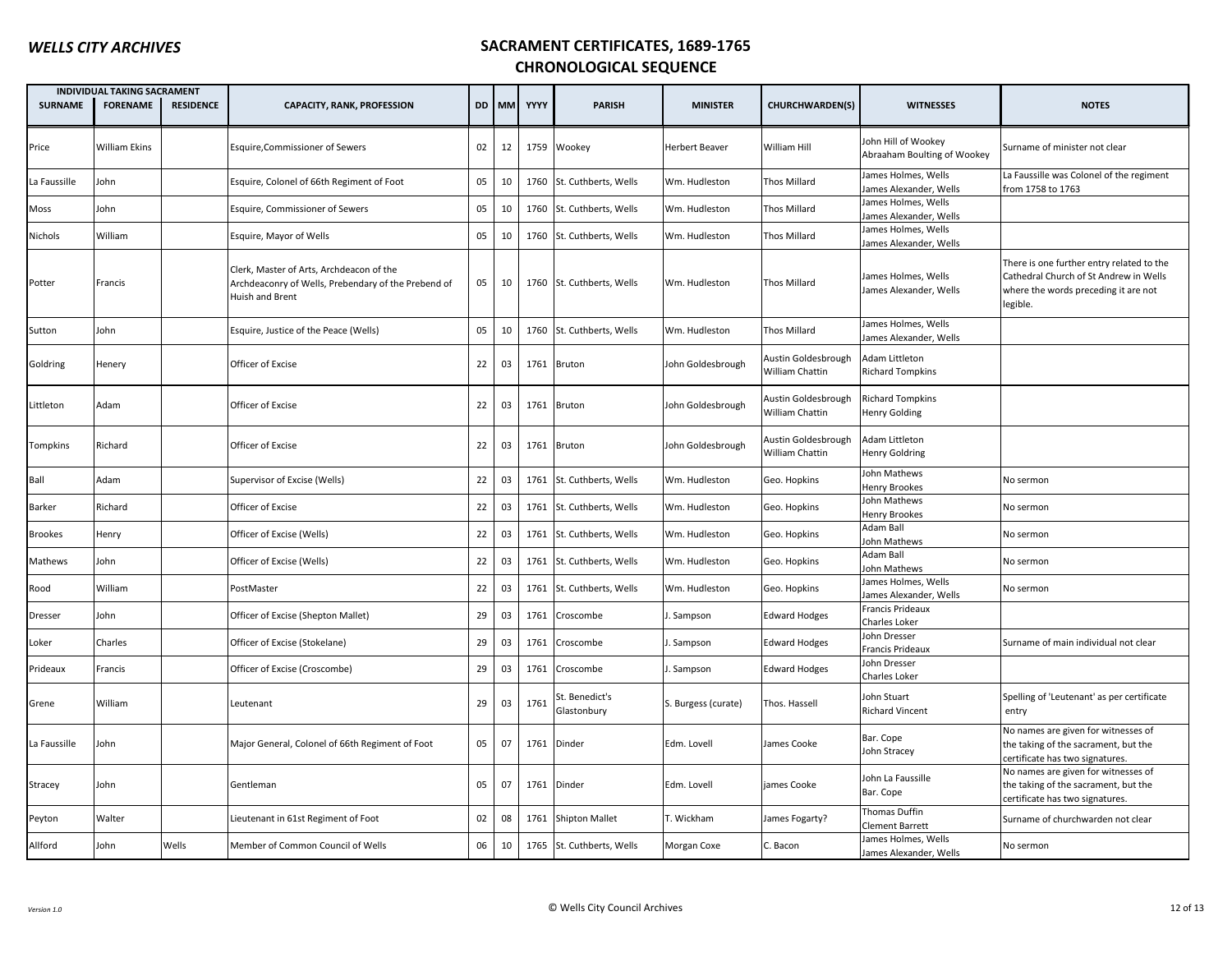# WELLS CITY ARCHIVES

## SACRAMENT CERTIFICATES, 1689-1765
## CHRONOLOGICAL SEQUENCE

| INDIVIDUAL TAKING SACRAMENT | | | | | | | | | | | |
|---|---|---|---|---|---|---|---|---|---|---|---|
| SURNAME | FORENAME | RESIDENCE | CAPACITY, RANK, PROFESSION | DD | MM | YYYY | PARISH | MINISTER | CHURCHWARDEN(S) | WITNESSES | NOTES |
| Price | William Ekins | | Esquire,Commissioner of Sewers | 02 | 12 | 1759 | Wookey | Herbert Beaver | William Hill | John Hill of Wookey<br>Abraaham Boulting of Wookey | Surname of minister not clear |
| La Faussille | John | | Esquire, Colonel of 66th Regiment of Foot | 05 | 10 | 1760 | St. Cuthberts, Wells | Wm. Hudleston | Thos Millard | James Holmes, Wells<br>James Alexander, Wells | La Faussille was Colonel of the regiment from 1758 to 1763 |
| Moss | John | | Esquire, Commissioner of Sewers | 05 | 10 | 1760 | St. Cuthberts, Wells | Wm. Hudleston | Thos Millard | James Holmes, Wells<br>James Alexander, Wells | |
| Nichols | William | | Esquire, Mayor of Wells | 05 | 10 | 1760 | St. Cuthberts, Wells | Wm. Hudleston | Thos Millard | James Holmes, Wells<br>James Alexander, Wells | |
| Potter | Francis | | Clerk, Master of Arts, Archdeacon of the Archdeaconry of Wells, Prebendary of the Prebend of Huish and Brent | 05 | 10 | 1760 | St. Cuthberts, Wells | Wm. Hudleston | Thos Millard | James Holmes, Wells<br>James Alexander, Wells | There is one further entry related to the Cathedral Church of St Andrew in Wells where the words preceding it are not legible. |
| Sutton | John | | Esquire, Justice of the Peace (Wells) | 05 | 10 | 1760 | St. Cuthberts, Wells | Wm. Hudleston | Thos Millard | James Holmes, Wells<br>James Alexander, Wells | |
| Goldring | Henery | | Officer of Excise | 22 | 03 | 1761 | Bruton | John Goldesbrough | Austin Goldesbrough<br>William Chattin | Adam Littleton<br>Richard Tompkins | |
| Littleton | Adam | | Officer of Excise | 22 | 03 | 1761 | Bruton | John Goldesbrough | Austin Goldesbrough<br>William Chattin | Richard Tompkins<br>Henry Golding | |
| Tompkins | Richard | | Officer of Excise | 22 | 03 | 1761 | Bruton | John Goldesbrough | Austin Goldesbrough<br>William Chattin | Adam Littleton<br>Henry Goldring | |
| Ball | Adam | | Supervisor of Excise (Wells) | 22 | 03 | 1761 | St. Cuthberts, Wells | Wm. Hudleston | Geo. Hopkins | John Mathews<br>Henry Brookes | No sermon |
| Barker | Richard | | Officer of Excise | 22 | 03 | 1761 | St. Cuthberts, Wells | Wm. Hudleston | Geo. Hopkins | John Mathews<br>Henry Brookes | No sermon |
| Brookes | Henry | | Officer of Excise (Wells) | 22 | 03 | 1761 | St. Cuthberts, Wells | Wm. Hudleston | Geo. Hopkins | Adam Ball<br>John Mathews | No sermon |
| Mathews | John | | Officer of Excise (Wells) | 22 | 03 | 1761 | St. Cuthberts, Wells | Wm. Hudleston | Geo. Hopkins | Adam Ball<br>John Mathews | No sermon |
| Rood | William | | PostMaster | 22 | 03 | 1761 | St. Cuthberts, Wells | Wm. Hudleston | Geo. Hopkins | James Holmes, Wells<br>James Alexander, Wells | No sermon |
| Dresser | John | | Officer of Excise (Shepton Mallet) | 29 | 03 | 1761 | Croscombe | J. Sampson | Edward Hodges | Francis Prideaux<br>Charles Loker | |
| Loker | Charles | | Officer of Excise (Stokelane) | 29 | 03 | 1761 | Croscombe | J. Sampson | Edward Hodges | John Dresser<br>Francis Prideaux | Surname of main individual not clear |
| Prideaux | Francis | | Officer of Excise (Croscombe) | 29 | 03 | 1761 | Croscombe | J. Sampson | Edward Hodges | John Dresser<br>Charles Loker | |
| Grene | William | | Leutenant | 29 | 03 | 1761 | St. Benedict's Glastonbury | S. Burgess (curate) | Thos. Hassell | John Stuart<br>Richard Vincent | Spelling of 'Leutenant' as per certificate entry |
| La Faussille | John | | Major General, Colonel of 66th Regiment of Foot | 05 | 07 | 1761 | Dinder | Edm. Lovell | James Cooke | Bar. Cope<br>John Stracey | No names are given for witnesses of the taking of the sacrament, but the certificate has two signatures. |
| Stracey | John | | Gentleman | 05 | 07 | 1761 | Dinder | Edm. Lovell | james Cooke | John La Faussille<br>Bar. Cope | No names are given for witnesses of the taking of the sacrament, but the certificate has two signatures. |
| Peyton | Walter | | Lieutenant in 61st Regiment of Foot | 02 | 08 | 1761 | Shipton Mallet | T. Wickham | James Fogarty? | Thomas Duffin<br>Clement Barrett | Surname of churchwarden not clear |
| Allford | John | Wells | Member of Common Council of Wells | 06 | 10 | 1765 | St. Cuthberts, Wells | Morgan Coxe | C. Bacon | James Holmes, Wells<br>James Alexander, Wells | No sermon |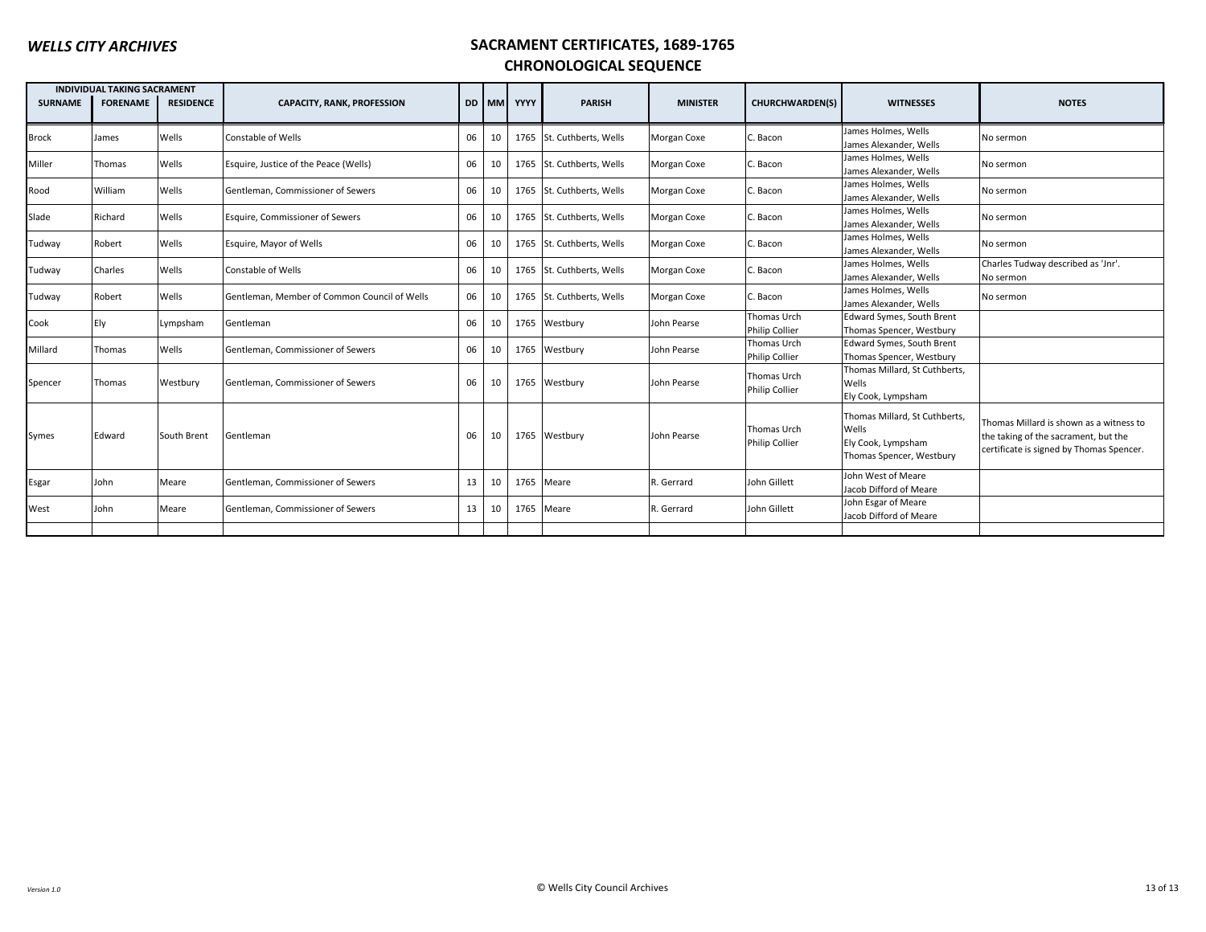## SACRAMENT CERTIFICATES, 1689-1765

## CHRONOLOGICAL SEQUENCE

| INDIVIDUAL TAKING SACRAMENT | | | | | | | | | | | |
|---|---|---|---|---|---|---|---|---|---|---|---|
| SURNAME | FORENAME | RESIDENCE | CAPACITY, RANK, PROFESSION | DD | MM | YYYY | PARISH | MINISTER | CHURCHWARDEN(S) | WITNESSES | NOTES |
| Brock | James | Wells | Constable of Wells | 06 | 10 | 1765 | St. Cuthberts, Wells | Morgan Coxe | C. Bacon | James Holmes, Wells<br>James Alexander, Wells | No sermon |
| Miller | Thomas | Wells | Esquire, Justice of the Peace (Wells) | 06 | 10 | 1765 | St. Cuthberts, Wells | Morgan Coxe | C. Bacon | James Holmes, Wells<br>James Alexander, Wells | No sermon |
| Rood | William | Wells | Gentleman, Commissioner of Sewers | 06 | 10 | 1765 | St. Cuthberts, Wells | Morgan Coxe | C. Bacon | James Holmes, Wells<br>James Alexander, Wells | No sermon |
| Slade | Richard | Wells | Esquire, Commissioner of Sewers | 06 | 10 | 1765 | St. Cuthberts, Wells | Morgan Coxe | C. Bacon | James Holmes, Wells<br>James Alexander, Wells | No sermon |
| Tudway | Robert | Wells | Esquire, Mayor of Wells | 06 | 10 | 1765 | St. Cuthberts, Wells | Morgan Coxe | C. Bacon | James Holmes, Wells<br>James Alexander, Wells | No sermon |
| Tudway | Charles | Wells | Constable of Wells | 06 | 10 | 1765 | St. Cuthberts, Wells | Morgan Coxe | C. Bacon | James Holmes, Wells<br>James Alexander, Wells | Charles Tudway described as 'Jnr'.<br>No sermon |
| Tudway | Robert | Wells | Gentleman, Member of Common Council of Wells | 06 | 10 | 1765 | St. Cuthberts, Wells | Morgan Coxe | C. Bacon | James Holmes, Wells<br>James Alexander, Wells | No sermon |
| Cook | Ely | Lympsham | Gentleman | 06 | 10 | 1765 | Westbury | John Pearse | Thomas Urch<br>Philip Collier | Edward Symes, South Brent<br>Thomas Spencer, Westbury | |
| Millard | Thomas | Wells | Gentleman, Commissioner of Sewers | 06 | 10 | 1765 | Westbury | John Pearse | Thomas Urch<br>Philip Collier | Edward Symes, South Brent<br>Thomas Spencer, Westbury | |
| Spencer | Thomas | Westbury | Gentleman, Commissioner of Sewers | 06 | 10 | 1765 | Westbury | John Pearse | Thomas Urch<br>Philip Collier | Thomas Millard, St Cuthberts, Wells<br>Ely Cook, Lympsham | |
| Symes | Edward | South Brent | Gentleman | 06 | 10 | 1765 | Westbury | John Pearse | Thomas Urch<br>Philip Collier | Thomas Millard, St Cuthberts, Wells<br>Ely Cook, Lympsham<br>Thomas Spencer, Westbury | Thomas Millard is shown as a witness to the taking of the sacrament, but the certificate is signed by Thomas Spencer. |
| Esgar | John | Meare | Gentleman, Commissioner of Sewers | 13 | 10 | 1765 | Meare | R. Gerrard | John Gillett | John West of Meare<br>Jacob Difford of Meare | |
| West | John | Meare | Gentleman, Commissioner of Sewers | 13 | 10 | 1765 | Meare | R. Gerrard | John Gillett | John Esgar of Meare<br>Jacob Difford of Meare | |